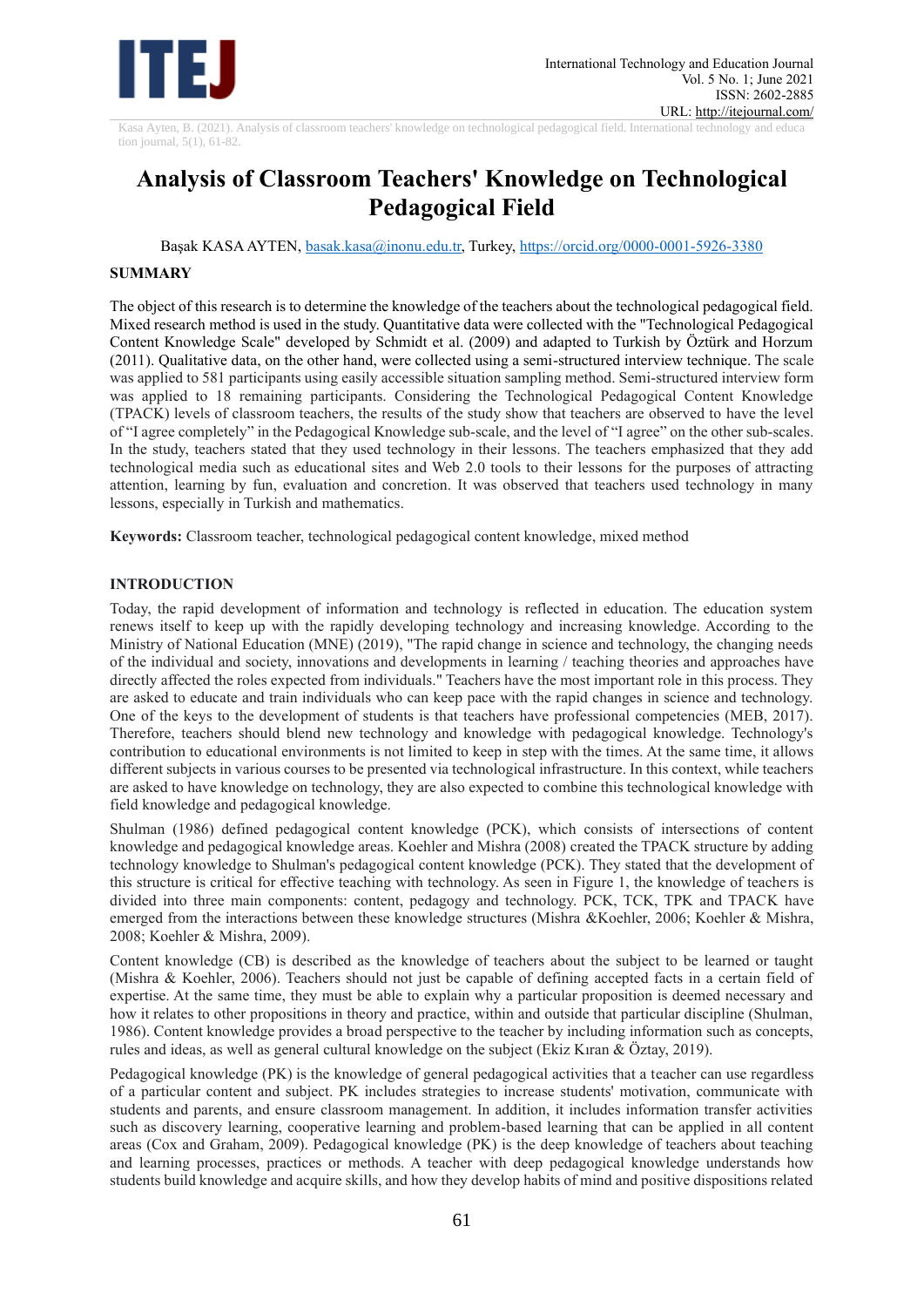Kasa Ayten, B. (2021). Analysis of classroom teachers' knowledge on technological pedagogical field. International technology and education journal, 5(1), 61-82.

# Analysis of Classroom Teachers' Knowledge on Technological Pedagogical Field

Başak KASA AYTEN, basak.kasa@inonu.edu.tr, Turkey, https://orcid.org/0000-0001-5926-3380

## SUMMARY

The object of this research is to determine the knowledge of the teachers about the technological pedagogical field. Mixed research method is used in the study. Quantitative data were collected with the "Technological Pedagogical Content Knowledge Scale" developed by Schmidt et al. (2009) and adapted to Turkish by Öztürk and Horzum (2011). Qualitative data, on the other hand, were collected using a semi-structured interview technique. The scale was applied to 581 participants using easily accessible situation sampling method. Semi-structured interview form was applied to 18 remaining participants. Considering the Technological Pedagogical Content Knowledge (TPACK) levels of classroom teachers, the results of the study show that teachers are observed to have the level of "I agree completely" in the Pedagogical Knowledge sub-scale, and the level of "I agree" on the other sub-scales. In the study, teachers stated that they used technology in their lessons. The teachers emphasized that they add technological media such as educational sites and Web 2.0 tools to their lessons for the purposes of attracting attention, learning by fun, evaluation and concretion. It was observed that teachers used technology in many lessons, especially in Turkish and mathematics.

**Keywords:** Classroom teacher, technological pedagogical content knowledge, mixed method

## INTRODUCTION

Today, the rapid development of information and technology is reflected in education. The education system renews itself to keep up with the rapidly developing technology and increasing knowledge. According to the Ministry of National Education (MNE) (2019), "The rapid change in science and technology, the changing needs of the individual and society, innovations and developments in learning / teaching theories and approaches have directly affected the roles expected from individuals." Teachers have the most important role in this process. They are asked to educate and train individuals who can keep pace with the rapid changes in science and technology. One of the keys to the development of students is that teachers have professional competencies (MEB, 2017). Therefore, teachers should blend new technology and knowledge with pedagogical knowledge. Technology's contribution to educational environments is not limited to keep in step with the times. At the same time, it allows different subjects in various courses to be presented via technological infrastructure. In this context, while teachers are asked to have knowledge on technology, they are also expected to combine this technological knowledge with field knowledge and pedagogical knowledge.

Shulman (1986) defined pedagogical content knowledge (PCK), which consists of intersections of content knowledge and pedagogical knowledge areas. Koehler and Mishra (2008) created the TPACK structure by adding technology knowledge to Shulman's pedagogical content knowledge (PCK). They stated that the development of this structure is critical for effective teaching with technology. As seen in Figure 1, the knowledge of teachers is divided into three main components: content, pedagogy and technology. PCK, TCK, TPK and TPACK have emerged from the interactions between these knowledge structures (Mishra &Koehler, 2006; Koehler & Mishra, 2008; Koehler & Mishra, 2009).

Content knowledge (CB) is described as the knowledge of teachers about the subject to be learned or taught (Mishra & Koehler, 2006). Teachers should not just be capable of defining accepted facts in a certain field of expertise. At the same time, they must be able to explain why a particular proposition is deemed necessary and how it relates to other propositions in theory and practice, within and outside that particular discipline (Shulman, 1986). Content knowledge provides a broad perspective to the teacher by including information such as concepts, rules and ideas, as well as general cultural knowledge on the subject (Ekiz Kıran & Öztay, 2019).

Pedagogical knowledge (PK) is the knowledge of general pedagogical activities that a teacher can use regardless of a particular content and subject. PK includes strategies to increase students' motivation, communicate with students and parents, and ensure classroom management. In addition, it includes information transfer activities such as discovery learning, cooperative learning and problem-based learning that can be applied in all content areas (Cox and Graham, 2009). Pedagogical knowledge (PK) is the deep knowledge of teachers about teaching and learning processes, practices or methods. A teacher with deep pedagogical knowledge understands how students build knowledge and acquire skills, and how they develop habits of mind and positive dispositions related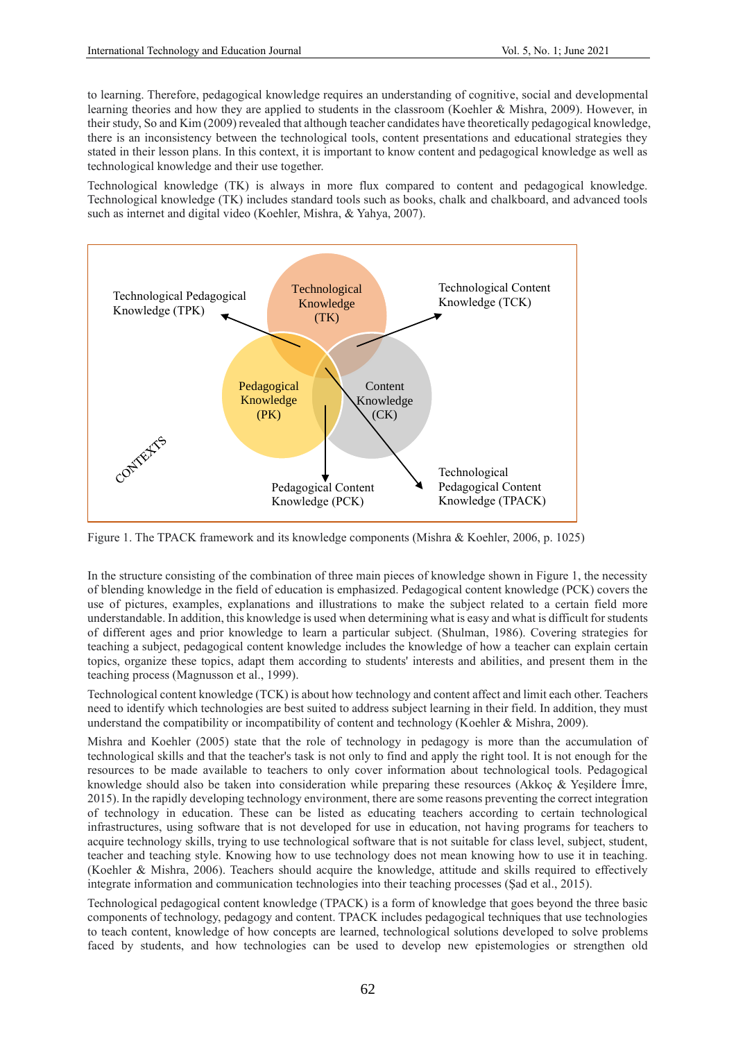to learning. Therefore, pedagogical knowledge requires an understanding of cognitive, social and developmental learning theories and how they are applied to students in the classroom (Koehler & Mishra, 2009). However, in their study, So and Kim (2009) revealed that although teacher candidates have theoretically pedagogical knowledge, there is an inconsistency between the technological tools, content presentations and educational strategies they stated in their lesson plans. In this context, it is important to know content and pedagogical knowledge as well as technological knowledge and their use together.

Technological knowledge (TK) is always in more flux compared to content and pedagogical knowledge. Technological knowledge (TK) includes standard tools such as books, chalk and chalkboard, and advanced tools such as internet and digital video (Koehler, Mishra, & Yahya, 2007).

Technological Pedagogical Knowledge (TPK)

Technological Knowledge (TK)

Technological Content Knowledge (TCK)

Pedagogical Knowledge (PK)

Content Knowledge (CK)

CONTEXTS

Pedagogical Content Knowledge (PCK)

Technological Pedagogical Content Knowledge (TPACK)

Figure 1. The TPACK framework and its knowledge components (Mishra & Koehler, 2006, p. 1025)

In the structure consisting of the combination of three main pieces of knowledge shown in Figure 1, the necessity of blending knowledge in the field of education is emphasized. Pedagogical content knowledge (PCK) covers the use of pictures, examples, explanations and illustrations to make the subject related to a certain field more understandable. In addition, this knowledge is used when determining what is easy and what is difficult for students of different ages and prior knowledge to learn a particular subject. (Shulman, 1986). Covering strategies for teaching a subject, pedagogical content knowledge includes the knowledge of how a teacher can explain certain topics, organize these topics, adapt them according to students' interests and abilities, and present them in the teaching process (Magnusson et al., 1999).

Technological content knowledge (TCK) is about how technology and content affect and limit each other. Teachers need to identify which technologies are best suited to address subject learning in their field. In addition, they must understand the compatibility or incompatibility of content and technology (Koehler & Mishra, 2009).

Mishra and Koehler (2005) state that the role of technology in pedagogy is more than the accumulation of technological skills and that the teacher's task is not only to find and apply the right tool. It is not enough for the resources to be made available to teachers to only cover information about technological tools. Pedagogical knowledge should also be taken into consideration while preparing these resources (Akkoç & Yeşildere İmre, 2015). In the rapidly developing technology environment, there are some reasons preventing the correct integration of technology in education. These can be listed as educating teachers according to certain technological infrastructures, using software that is not developed for use in education, not having programs for teachers to acquire technology skills, trying to use technological software that is not suitable for class level, subject, student, teacher and teaching style. Knowing how to use technology does not mean knowing how to use it in teaching. (Koehler & Mishra, 2006). Teachers should acquire the knowledge, attitude and skills required to effectively integrate information and communication technologies into their teaching processes (Şad et al., 2015).

Technological pedagogical content knowledge (TPACK) is a form of knowledge that goes beyond the three basic components of technology, pedagogy and content. TPACK includes pedagogical techniques that use technologies to teach content, knowledge of how concepts are learned, technological solutions developed to solve problems faced by students, and how technologies can be used to develop new epistemologies or strengthen old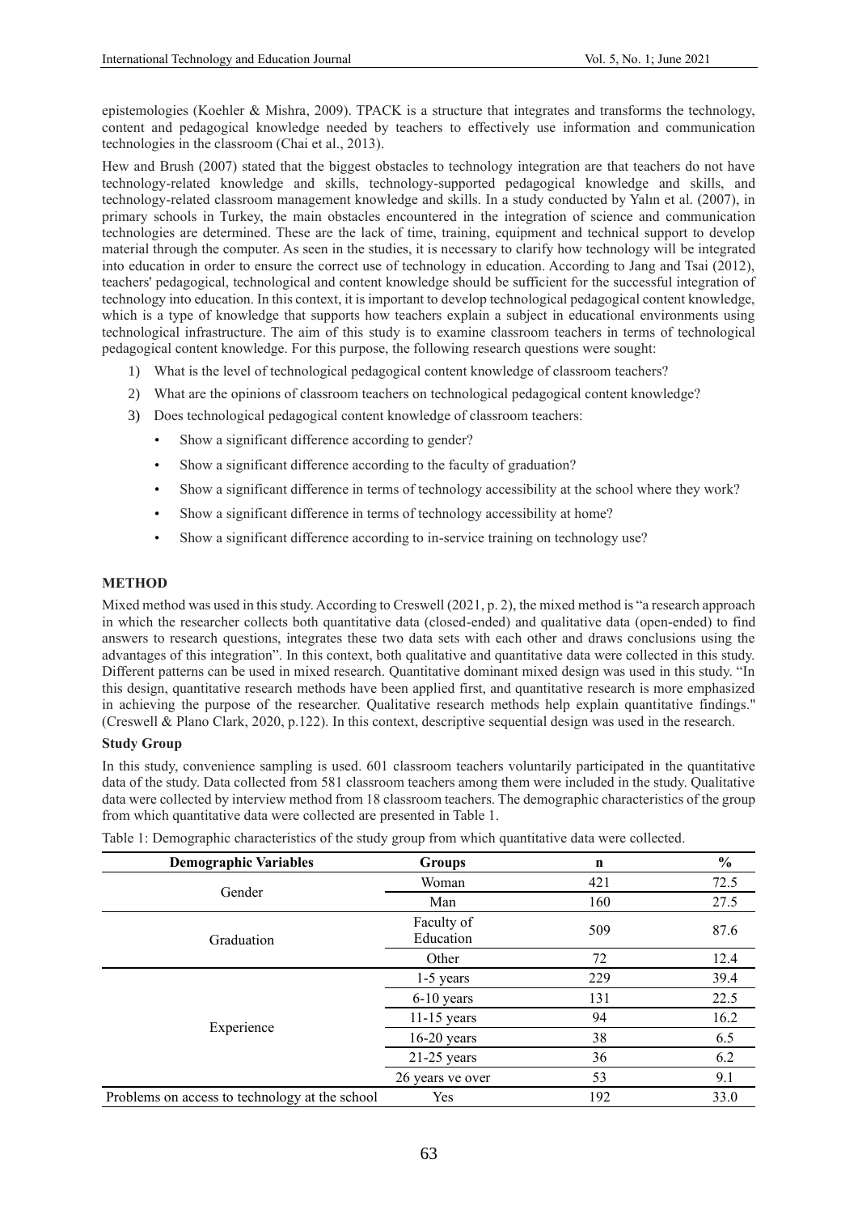epistemologies (Koehler & Mishra, 2009). TPACK is a structure that integrates and transforms the technology, content and pedagogical knowledge needed by teachers to effectively use information and communication technologies in the classroom (Chai et al., 2013).

Hew and Brush (2007) stated that the biggest obstacles to technology integration are that teachers do not have technology-related knowledge and skills, technology-supported pedagogical knowledge and skills, and technology-related classroom management knowledge and skills. In a study conducted by Yalın et al. (2007), in primary schools in Turkey, the main obstacles encountered in the integration of science and communication technologies are determined. These are the lack of time, training, equipment and technical support to develop material through the computer. As seen in the studies, it is necessary to clarify how technology will be integrated into education in order to ensure the correct use of technology in education. According to Jang and Tsai (2012), teachers' pedagogical, technological and content knowledge should be sufficient for the successful integration of technology into education. In this context, it is important to develop technological pedagogical content knowledge, which is a type of knowledge that supports how teachers explain a subject in educational environments using technological infrastructure. The aim of this study is to examine classroom teachers in terms of technological pedagogical content knowledge. For this purpose, the following research questions were sought:

1) What is the level of technological pedagogical content knowledge of classroom teachers?
2) What are the opinions of classroom teachers on technological pedagogical content knowledge?
3) Does technological pedagogical content knowledge of classroom teachers:
   - Show a significant difference according to gender?
   - Show a significant difference according to the faculty of graduation?
   - Show a significant difference in terms of technology accessibility at the school where they work?
   - Show a significant difference in terms of technology accessibility at home?
   - Show a significant difference according to in-service training on technology use?

## METHOD

Mixed method was used in this study. According to Creswell (2021, p. 2), the mixed method is "a research approach in which the researcher collects both quantitative data (closed-ended) and qualitative data (open-ended) to find answers to research questions, integrates these two data sets with each other and draws conclusions using the advantages of this integration". In this context, both qualitative and quantitative data were collected in this study. Different patterns can be used in mixed research. Quantitative dominant mixed design was used in this study. "In this design, quantitative research methods have been applied first, and quantitative research is more emphasized in achieving the purpose of the researcher. Qualitative research methods help explain quantitative findings." (Creswell & Plano Clark, 2020, p.122). In this context, descriptive sequential design was used in the research.

### Study Group

In this study, convenience sampling is used. 601 classroom teachers voluntarily participated in the quantitative data of the study. Data collected from 581 classroom teachers among them were included in the study. Qualitative data were collected by interview method from 18 classroom teachers. The demographic characteristics of the group from which quantitative data were collected are presented in Table 1.

Table 1: Demographic characteristics of the study group from which quantitative data were collected.

| Demographic Variables | Groups | n | % |
|---|---|---|---|
| Gender | Woman | 421 | 72.5 |
| | Man | 160 | 27.5 |
| Graduation | Faculty of Education | 509 | 87.6 |
| | Other | 72 | 12.4 |
| Experience | 1-5 years | 229 | 39.4 |
| | 6-10 years | 131 | 22.5 |
| | 11-15 years | 94 | 16.2 |
| | 16-20 years | 38 | 6.5 |
| | 21-25 years | 36 | 6.2 |
| | 26 years ve over | 53 | 9.1 |
| Problems on access to technology at the school | Yes | 192 | 33.0 |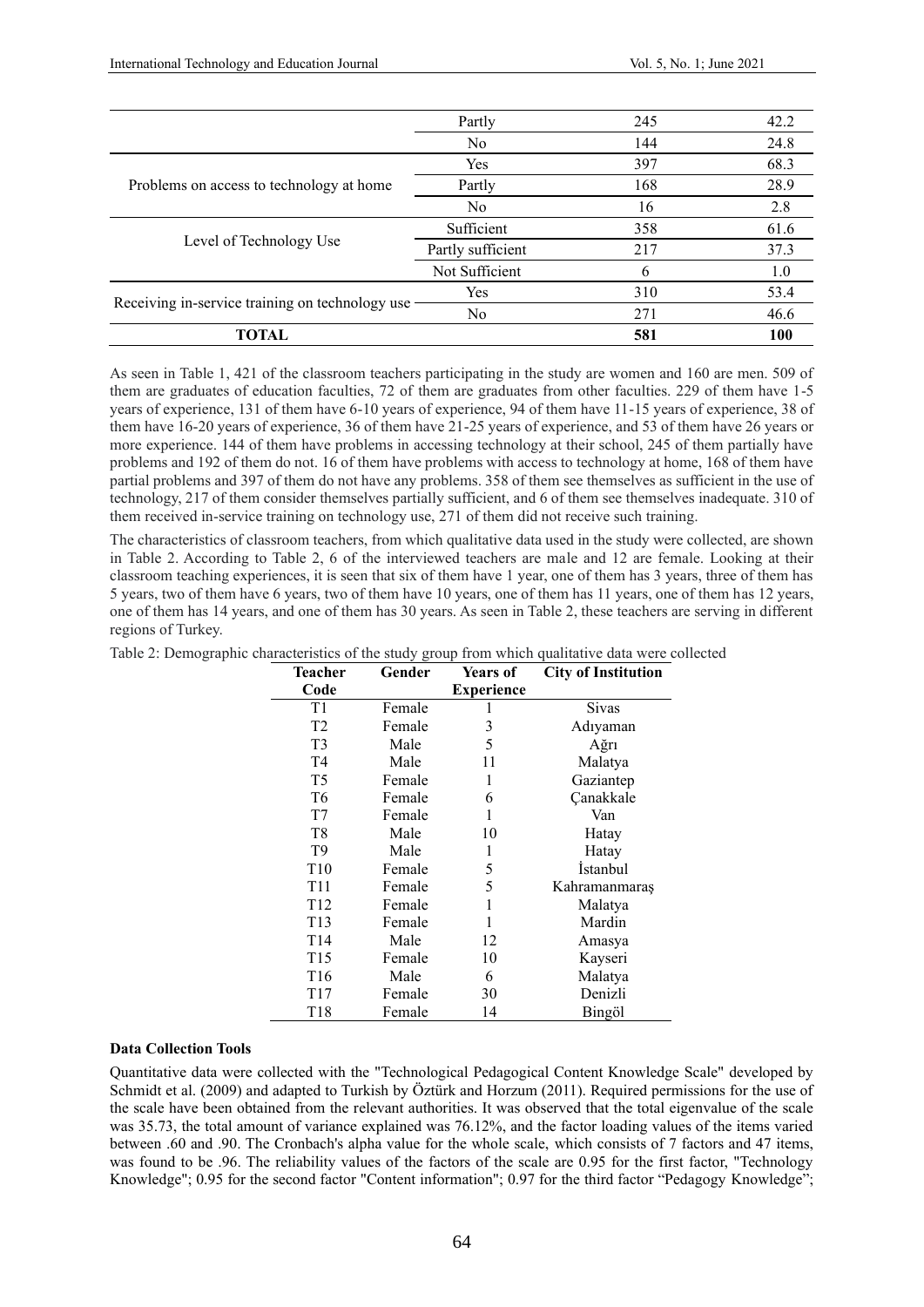| | | | |
|---|---|---|---|
| | Partly | 245 | 42.2 |
| | No | 144 | 24.8 |
| Problems on access to technology at home | Yes | 397 | 68.3 |
| | Partly | 168 | 28.9 |
| | No | 16 | 2.8 |
| Level of Technology Use | Sufficient | 358 | 61.6 |
| | Partly sufficient | 217 | 37.3 |
| | Not Sufficient | 6 | 1.0 |
| Receiving in-service training on technology use | Yes | 310 | 53.4 |
| | No | 271 | 46.6 |
| **TOTAL** | | **581** | **100** |

As seen in Table 1, 421 of the classroom teachers participating in the study are women and 160 are men. 509 of them are graduates of education faculties, 72 of them are graduates from other faculties. 229 of them have 1-5 years of experience, 131 of them have 6-10 years of experience, 94 of them have 11-15 years of experience, 38 of them have 16-20 years of experience, 36 of them have 21-25 years of experience, and 53 of them have 26 years or more experience. 144 of them have problems in accessing technology at their school, 245 of them partially have problems and 192 of them do not. 16 of them have problems with access to technology at home, 168 of them have partial problems and 397 of them do not have any problems. 358 of them see themselves as sufficient in the use of technology, 217 of them consider themselves partially sufficient, and 6 of them see themselves inadequate. 310 of them received in-service training on technology use, 271 of them did not receive such training.

The characteristics of classroom teachers, from which qualitative data used in the study were collected, are shown in Table 2. According to Table 2, 6 of the interviewed teachers are male and 12 are female. Looking at their classroom teaching experiences, it is seen that six of them have 1 year, one of them has 3 years, three of them has 5 years, two of them have 6 years, two of them have 10 years, one of them has 11 years, one of them has 12 years, one of them has 14 years, and one of them has 30 years. As seen in Table 2, these teachers are serving in different regions of Turkey.

Table 2: Demographic characteristics of the study group from which qualitative data were collected

| Teacher Code | Gender | Years of Experience | City of Institution |
|---|---|---|---|
| T1 | Female | 1 | Sivas |
| T2 | Female | 3 | Adıyaman |
| T3 | Male | 5 | Ağrı |
| T4 | Male | 11 | Malatya |
| T5 | Female | 1 | Gaziantep |
| T6 | Female | 6 | Çanakkale |
| T7 | Female | 1 | Van |
| T8 | Male | 10 | Hatay |
| T9 | Male | 1 | Hatay |
| T10 | Female | 5 | İstanbul |
| T11 | Female | 5 | Kahramanmaraş |
| T12 | Female | 1 | Malatya |
| T13 | Female | 1 | Mardin |
| T14 | Male | 12 | Amasya |
| T15 | Female | 10 | Kayseri |
| T16 | Male | 6 | Malatya |
| T17 | Female | 30 | Denizli |
| T18 | Female | 14 | Bingöl |

**Data Collection Tools**

Quantitative data were collected with the "Technological Pedagogical Content Knowledge Scale" developed by Schmidt et al. (2009) and adapted to Turkish by Öztürk and Horzum (2011). Required permissions for the use of the scale have been obtained from the relevant authorities. It was observed that the total eigenvalue of the scale was 35.73, the total amount of variance explained was 76.12%, and the factor loading values of the items varied between .60 and .90. The Cronbach's alpha value for the whole scale, which consists of 7 factors and 47 items, was found to be .96. The reliability values of the factors of the scale are 0.95 for the first factor, "Technology Knowledge"; 0.95 for the second factor "Content information"; 0.97 for the third factor "Pedagogy Knowledge";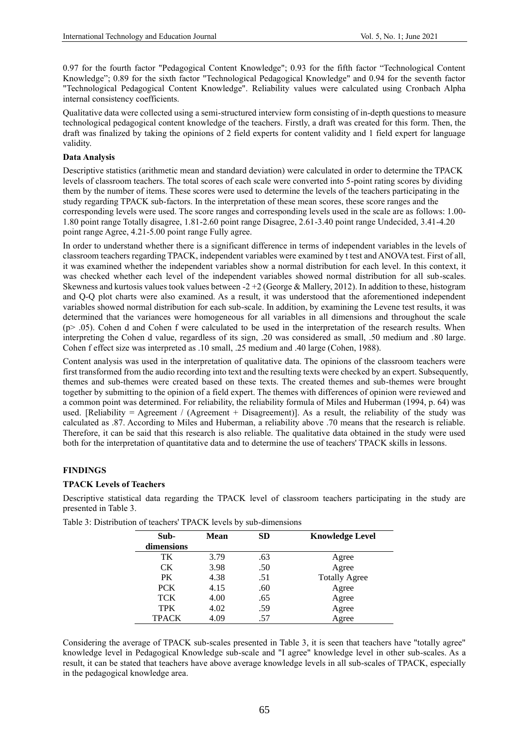0.97 for the fourth factor "Pedagogical Content Knowledge"; 0.93 for the fifth factor "Technological Content Knowledge"; 0.89 for the sixth factor "Technological Pedagogical Knowledge" and 0.94 for the seventh factor "Technological Pedagogical Content Knowledge". Reliability values were calculated using Cronbach Alpha internal consistency coefficients.

Qualitative data were collected using a semi-structured interview form consisting of in-depth questions to measure technological pedagogical content knowledge of the teachers. Firstly, a draft was created for this form. Then, the draft was finalized by taking the opinions of 2 field experts for content validity and 1 field expert for language validity.

**Data Analysis**

Descriptive statistics (arithmetic mean and standard deviation) were calculated in order to determine the TPACK levels of classroom teachers. The total scores of each scale were converted into 5-point rating scores by dividing them by the number of items. These scores were used to determine the levels of the teachers participating in the study regarding TPACK sub-factors. In the interpretation of these mean scores, these score ranges and the corresponding levels were used. The score ranges and corresponding levels used in the scale are as follows: 1.00-1.80 point range Totally disagree, 1.81-2.60 point range Disagree, 2.61-3.40 point range Undecided, 3.41-4.20 point range Agree, 4.21-5.00 point range Fully agree.

In order to understand whether there is a significant difference in terms of independent variables in the levels of classroom teachers regarding TPACK, independent variables were examined by t test and ANOVA test. First of all, it was examined whether the independent variables show a normal distribution for each level. In this context, it was checked whether each level of the independent variables showed normal distribution for all sub-scales. Skewness and kurtosis values took values between -2 +2 (George & Mallery, 2012). In addition to these, histogram and Q-Q plot charts were also examined. As a result, it was understood that the aforementioned independent variables showed normal distribution for each sub-scale. In addition, by examining the Levene test results, it was determined that the variances were homogeneous for all variables in all dimensions and throughout the scale ($p > .05$). Cohen d and Cohen f were calculated to be used in the interpretation of the research results. When interpreting the Cohen d value, regardless of its sign, .20 was considered as small, .50 medium and .80 large. Cohen f effect size was interpreted as .10 small, .25 medium and .40 large (Cohen, 1988).

Content analysis was used in the interpretation of qualitative data. The opinions of the classroom teachers were first transformed from the audio recording into text and the resulting texts were checked by an expert. Subsequently, themes and sub-themes were created based on these texts. The created themes and sub-themes were brought together by submitting to the opinion of a field expert. The themes with differences of opinion were reviewed and a common point was determined. For reliability, the reliability formula of Miles and Huberman (1994, p. 64) was used. [Reliability = Agreement / (Agreement + Disagreement)]. As a result, the reliability of the study was calculated as .87. According to Miles and Huberman, a reliability above .70 means that the research is reliable. Therefore, it can be said that this research is also reliable. The qualitative data obtained in the study were used both for the interpretation of quantitative data and to determine the use of teachers' TPACK skills in lessons.

## FINDINGS

### TPACK Levels of Teachers

Descriptive statistical data regarding the TPACK level of classroom teachers participating in the study are presented in Table 3.

Table 3: Distribution of teachers' TPACK levels by sub-dimensions

| Sub-dimensions | Mean | SD | Knowledge Level |
|---|---|---|---|
| TK | 3.79 | .63 | Agree |
| CK | 3.98 | .50 | Agree |
| PK | 4.38 | .51 | Totally Agree |
| PCK | 4.15 | .60 | Agree |
| TCK | 4.00 | .65 | Agree |
| TPK | 4.02 | .59 | Agree |
| TPACK | 4.09 | .57 | Agree |

Considering the average of TPACK sub-scales presented in Table 3, it is seen that teachers have "totally agree" knowledge level in Pedagogical Knowledge sub-scale and "I agree" knowledge level in other sub-scales. As a result, it can be stated that teachers have above average knowledge levels in all sub-scales of TPACK, especially in the pedagogical knowledge area.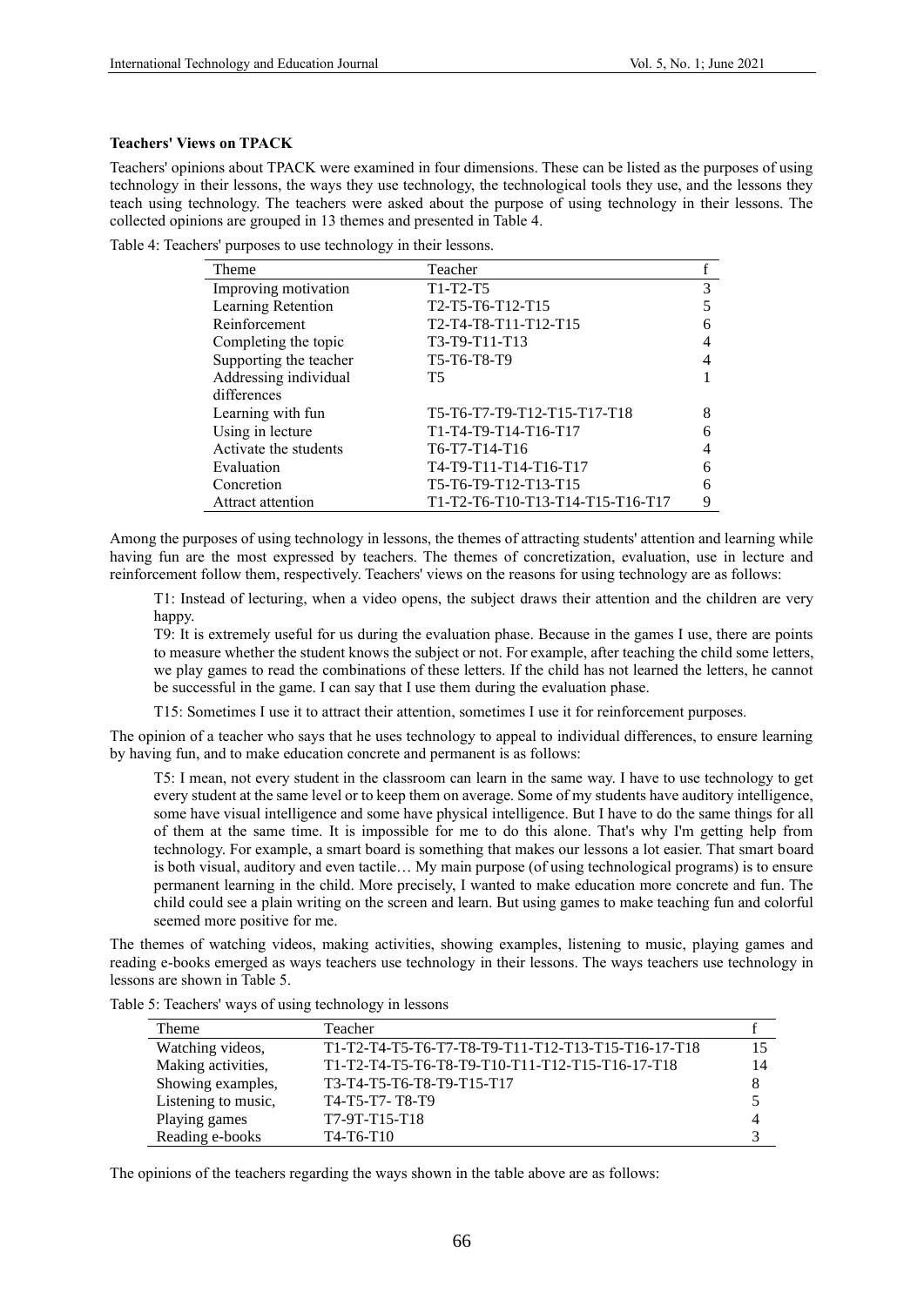**Teachers' Views on TPACK**

Teachers' opinions about TPACK were examined in four dimensions. These can be listed as the purposes of using technology in their lessons, the ways they use technology, the technological tools they use, and the lessons they teach using technology. The teachers were asked about the purpose of using technology in their lessons. The collected opinions are grouped in 13 themes and presented in Table 4.

Table 4: Teachers' purposes to use technology in their lessons.

| Theme | Teacher | f |
|---|---|---|
| Improving motivation | T1-T2-T5 | 3 |
| Learning Retention | T2-T5-T6-T12-T15 | 5 |
| Reinforcement | T2-T4-T8-T11-T12-T15 | 6 |
| Completing the topic | T3-T9-T11-T13 | 4 |
| Supporting the teacher | T5-T6-T8-T9 | 4 |
| Addressing individual differences | T5 | 1 |
| Learning with fun | T5-T6-T7-T9-T12-T15-T17-T18 | 8 |
| Using in lecture | T1-T4-T9-T14-T16-T17 | 6 |
| Activate the students | T6-T7-T14-T16 | 4 |
| Evaluation | T4-T9-T11-T14-T16-T17 | 6 |
| Concretion | T5-T6-T9-T12-T13-T15 | 6 |
| Attract attention | T1-T2-T6-T10-T13-T14-T15-T16-T17 | 9 |

Among the purposes of using technology in lessons, the themes of attracting students' attention and learning while having fun are the most expressed by teachers. The themes of concretization, evaluation, use in lecture and reinforcement follow them, respectively. Teachers' views on the reasons for using technology are as follows:

> T1: Instead of lecturing, when a video opens, the subject draws their attention and the children are very happy.
>
> T9: It is extremely useful for us during the evaluation phase. Because in the games I use, there are points to measure whether the student knows the subject or not. For example, after teaching the child some letters, we play games to read the combinations of these letters. If the child has not learned the letters, he cannot be successful in the game. I can say that I use them during the evaluation phase.
>
> T15: Sometimes I use it to attract their attention, sometimes I use it for reinforcement purposes.

The opinion of a teacher who says that he uses technology to appeal to individual differences, to ensure learning by having fun, and to make education concrete and permanent is as follows:

> T5: I mean, not every student in the classroom can learn in the same way. I have to use technology to get every student at the same level or to keep them on average. Some of my students have auditory intelligence, some have visual intelligence and some have physical intelligence. But I have to do the same things for all of them at the same time. It is impossible for me to do this alone. That's why I'm getting help from technology. For example, a smart board is something that makes our lessons a lot easier. That smart board is both visual, auditory and even tactile… My main purpose (of using technological programs) is to ensure permanent learning in the child. More precisely, I wanted to make education more concrete and fun. The child could see a plain writing on the screen and learn. But using games to make teaching fun and colorful seemed more positive for me.

The themes of watching videos, making activities, showing examples, listening to music, playing games and reading e-books emerged as ways teachers use technology in their lessons. The ways teachers use technology in lessons are shown in Table 5.

Table 5: Teachers' ways of using technology in lessons

| Theme | Teacher | f |
|---|---|---|
| Watching videos, | T1-T2-T4-T5-T6-T7-T8-T9-T11-T12-T13-T15-T16-T17-T18 | 15 |
| Making activities, | T1-T2-T4-T5-T6-T8-T9-T10-T11-T12-T15-T16-T17-T18 | 14 |
| Showing examples, | T3-T4-T5-T6-T8-T9-T15-T17 | 8 |
| Listening to music, | T4-T5-T7- T8-T9 | 5 |
| Playing games | T7-9T-T15-T18 | 4 |
| Reading e-books | T4-T6-T10 | 3 |

The opinions of the teachers regarding the ways shown in the table above are as follows: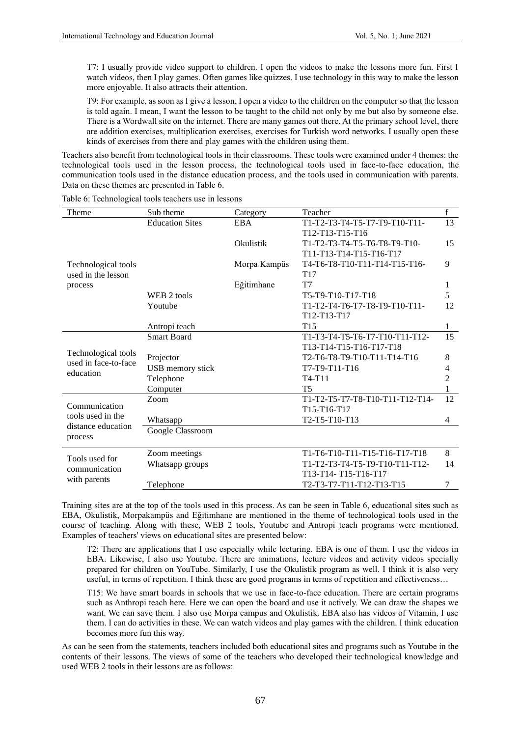T7: I usually provide video support to children. I open the videos to make the lessons more fun. First I watch videos, then I play games. Often games like quizzes. I use technology in this way to make the lesson more enjoyable. It also attracts their attention.

T9: For example, as soon as I give a lesson, I open a video to the children on the computer so that the lesson is told again. I mean, I want the lesson to be taught to the child not only by me but also by someone else. There is a Wordwall site on the internet. There are many games out there. At the primary school level, there are addition exercises, multiplication exercises, exercises for Turkish word networks. I usually open these kinds of exercises from there and play games with the children using them.

Teachers also benefit from technological tools in their classrooms. These tools were examined under 4 themes: the technological tools used in the lesson process, the technological tools used in face-to-face education, the communication tools used in the distance education process, and the tools used in communication with parents. Data on these themes are presented in Table 6.

Table 6: Technological tools teachers use in lessons

| Theme | Sub theme | Category | Teacher | f |
|---|---|---|---|---|
| Technological tools used in the lesson process | Education Sites | EBA | T1-T2-T3-T4-T5-T7-T9-T10-T11-T12-T13-T15-T16 | 13 |
| | | Okulistik | T1-T2-T3-T4-T5-T6-T8-T9-T10-T11-T13-T14-T15-T16-T17 | 15 |
| | | Morpa Kampüs | T4-T6-T8-T10-T11-T14-T15-T16-T17 | 9 |
| | | Eğitimhane | T7 | 1 |
| | WEB 2 tools | | T5-T9-T10-T17-T18 | 5 |
| | Youtube | | T1-T2-T4-T6-T7-T8-T9-T10-T11-T12-T13-T17 | 12 |
| | Antropi teach | | T15 | 1 |
| Technological tools used in face-to-face education | Smart Board | | T1-T3-T4-T5-T6-T7-T10-T11-T12-T13-T14-T15-T16-T17-T18 | 15 |
| | Projector | | T2-T6-T8-T9-T10-T11-T14-T16 | 8 |
| | USB memory stick | | T7-T9-T11-T16 | 4 |
| | Telephone | | T4-T11 | 2 |
| | Computer | | T5 | 1 |
| Communication tools used in the distance education process | Zoom | | T1-T2-T5-T7-T8-T10-T11-T12-T14-T15-T16-T17 | 12 |
| | Whatsapp | | T2-T5-T10-T13 | 4 |
| | Google Classroom | | | |
| Tools used for communication with parents | Zoom meetings | | T1-T6-T10-T11-T15-T16-T17-T18 | 8 |
| | Whatsapp groups | | T1-T2-T3-T4-T5-T9-T10-T11-T12-T13-T14- T15-T16-T17 | 14 |
| | Telephone | | T2-T3-T7-T11-T12-T13-T15 | 7 |

Training sites are at the top of the tools used in this process. As can be seen in Table 6, educational sites such as EBA, Okulistik, Morpakampüs and Eğitimhane are mentioned in the theme of technological tools used in the course of teaching. Along with these, WEB 2 tools, Youtube and Antropi teach programs were mentioned. Examples of teachers' views on educational sites are presented below:

T2: There are applications that I use especially while lecturing. EBA is one of them. I use the videos in EBA. Likewise, I also use Youtube. There are animations, lecture videos and activity videos specially prepared for children on YouTube. Similarly, I use the Okulistik program as well. I think it is also very useful, in terms of repetition. I think these are good programs in terms of repetition and effectiveness…

T15: We have smart boards in schools that we use in face-to-face education. There are certain programs such as Anthropi teach here. Here we can open the board and use it actively. We can draw the shapes we want. We can save them. I also use Morpa campus and Okulistik. EBA also has videos of Vitamin, I use them. I can do activities in these. We can watch videos and play games with the children. I think education becomes more fun this way.

As can be seen from the statements, teachers included both educational sites and programs such as Youtube in the contents of their lessons. The views of some of the teachers who developed their technological knowledge and used WEB 2 tools in their lessons are as follows: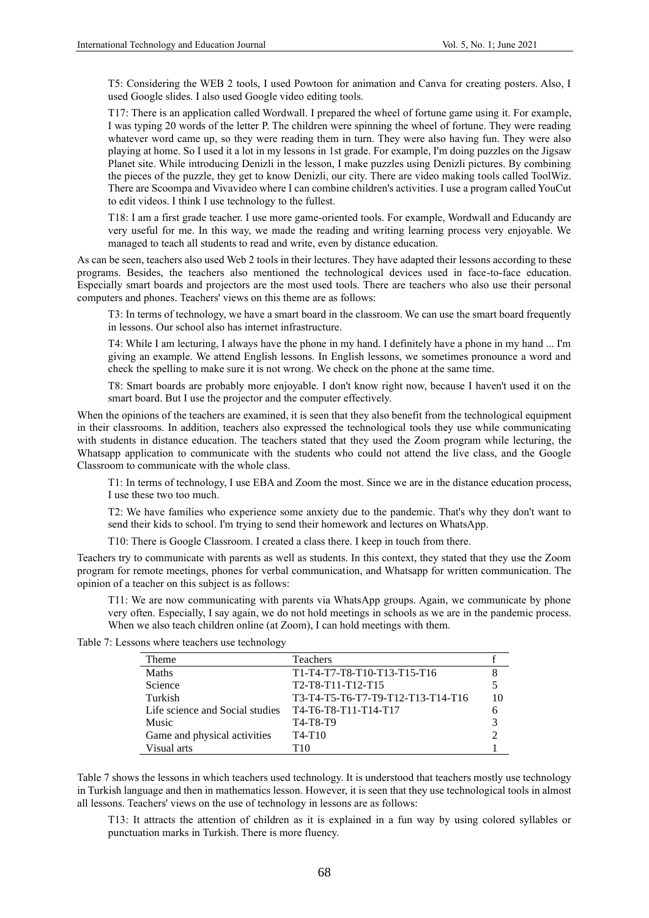> T5: Considering the WEB 2 tools, I used Powtoon for animation and Canva for creating posters. Also, I used Google slides. I also used Google video editing tools.

> T17: There is an application called Wordwall. I prepared the wheel of fortune game using it. For example, I was typing 20 words of the letter P. The children were spinning the wheel of fortune. They were reading whatever word came up, so they were reading them in turn. They were also having fun. They were also playing at home. So I used it a lot in my lessons in 1st grade. For example, I'm doing puzzles on the Jigsaw Planet site. While introducing Denizli in the lesson, I make puzzles using Denizli pictures. By combining the pieces of the puzzle, they get to know Denizli, our city. There are video making tools called ToolWiz. There are Scoompa and Vivavideo where I can combine children's activities. I use a program called YouCut to edit videos. I think I use technology to the fullest.

> T18: I am a first grade teacher. I use more game-oriented tools. For example, Wordwall and Educandy are very useful for me. In this way, we made the reading and writing learning process very enjoyable. We managed to teach all students to read and write, even by distance education.

As can be seen, teachers also used Web 2 tools in their lectures. They have adapted their lessons according to these programs. Besides, the teachers also mentioned the technological devices used in face-to-face education. Especially smart boards and projectors are the most used tools. There are teachers who also use their personal computers and phones. Teachers' views on this theme are as follows:

> T3: In terms of technology, we have a smart board in the classroom. We can use the smart board frequently in lessons. Our school also has internet infrastructure.

> T4: While I am lecturing, I always have the phone in my hand. I definitely have a phone in my hand ... I'm giving an example. We attend English lessons. In English lessons, we sometimes pronounce a word and check the spelling to make sure it is not wrong. We check on the phone at the same time.

> T8: Smart boards are probably more enjoyable. I don't know right now, because I haven't used it on the smart board. But I use the projector and the computer effectively.

When the opinions of the teachers are examined, it is seen that they also benefit from the technological equipment in their classrooms. In addition, teachers also expressed the technological tools they use while communicating with students in distance education. The teachers stated that they used the Zoom program while lecturing, the Whatsapp application to communicate with the students who could not attend the live class, and the Google Classroom to communicate with the whole class.

> T1: In terms of technology, I use EBA and Zoom the most. Since we are in the distance education process, I use these two too much.

> T2: We have families who experience some anxiety due to the pandemic. That's why they don't want to send their kids to school. I'm trying to send their homework and lectures on WhatsApp.

> T10: There is Google Classroom. I created a class there. I keep in touch from there.

Teachers try to communicate with parents as well as students. In this context, they stated that they use the Zoom program for remote meetings, phones for verbal communication, and Whatsapp for written communication. The opinion of a teacher on this subject is as follows:

> T11: We are now communicating with parents via WhatsApp groups. Again, we communicate by phone very often. Especially, I say again, we do not hold meetings in schools as we are in the pandemic process. When we also teach children online (at Zoom), I can hold meetings with them.

Table 7: Lessons where teachers use technology

| Theme | Teachers | f |
|---|---|---|
| Maths | T1-T4-T7-T8-T10-T13-T15-T16 | 8 |
| Science | T2-T8-T11-T12-T15 | 5 |
| Turkish | T3-T4-T5-T6-T7-T9-T12-T13-T14-T16 | 10 |
| Life science and Social studies | T4-T6-T8-T11-T14-T17 | 6 |
| Music | T4-T8-T9 | 3 |
| Game and physical activities | T4-T10 | 2 |
| Visual arts | T10 | 1 |

Table 7 shows the lessons in which teachers used technology. It is understood that teachers mostly use technology in Turkish language and then in mathematics lesson. However, it is seen that they use technological tools in almost all lessons. Teachers' views on the use of technology in lessons are as follows:

> T13: It attracts the attention of children as it is explained in a fun way by using colored syllables or punctuation marks in Turkish. There is more fluency.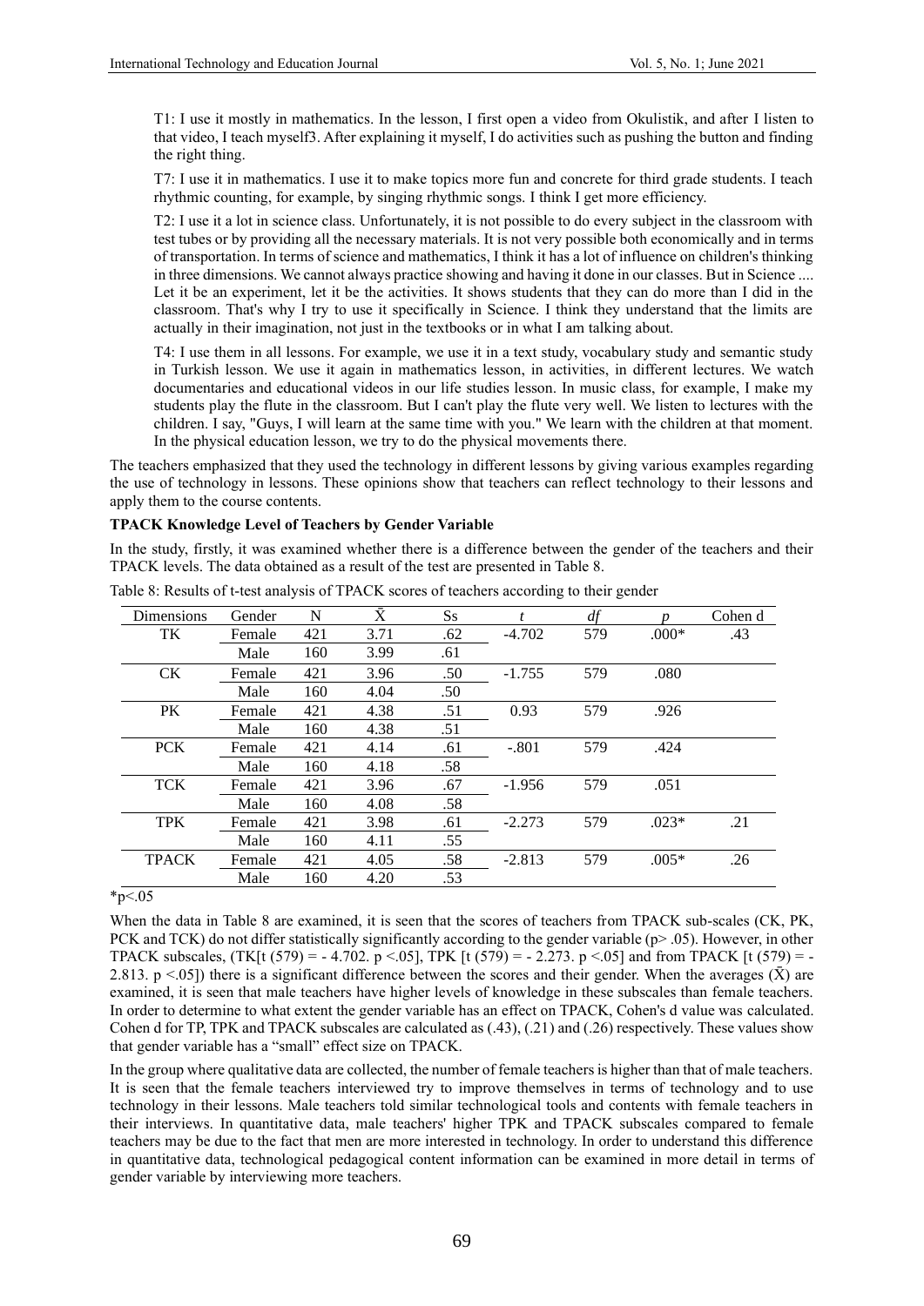T1: I use it mostly in mathematics. In the lesson, I first open a video from Okulistik, and after I listen to that video, I teach myself3. After explaining it myself, I do activities such as pushing the button and finding the right thing.

T7: I use it in mathematics. I use it to make topics more fun and concrete for third grade students. I teach rhythmic counting, for example, by singing rhythmic songs. I think I get more efficiency.

T2: I use it a lot in science class. Unfortunately, it is not possible to do every subject in the classroom with test tubes or by providing all the necessary materials. It is not very possible both economically and in terms of transportation. In terms of science and mathematics, I think it has a lot of influence on children's thinking in three dimensions. We cannot always practice showing and having it done in our classes. But in Science .... Let it be an experiment, let it be the activities. It shows students that they can do more than I did in the classroom. That's why I try to use it specifically in Science. I think they understand that the limits are actually in their imagination, not just in the textbooks or in what I am talking about.

T4: I use them in all lessons. For example, we use it in a text study, vocabulary study and semantic study in Turkish lesson. We use it again in mathematics lesson, in activities, in different lectures. We watch documentaries and educational videos in our life studies lesson. In music class, for example, I make my students play the flute in the classroom. But I can't play the flute very well. We listen to lectures with the children. I say, "Guys, I will learn at the same time with you." We learn with the children at that moment. In the physical education lesson, we try to do the physical movements there.

The teachers emphasized that they used the technology in different lessons by giving various examples regarding the use of technology in lessons. These opinions show that teachers can reflect technology to their lessons and apply them to the course contents.

**TPACK Knowledge Level of Teachers by Gender Variable**

In the study, firstly, it was examined whether there is a difference between the gender of the teachers and their TPACK levels. The data obtained as a result of the test are presented in Table 8.

Table 8: Results of t-test analysis of TPACK scores of teachers according to their gender

| Dimensions | Gender | N | $\bar{X}$ | Ss | *t* | *df* | *p* | Cohen d |
|---|---|---|---|---|---|---|---|---|
| TK | Female | 421 | 3.71 | .62 | -4.702 | 579 | .000* | .43 |
| | Male | 160 | 3.99 | .61 | | | | |
| CK | Female | 421 | 3.96 | .50 | -1.755 | 579 | .080 | |
| | Male | 160 | 4.04 | .50 | | | | |
| PK | Female | 421 | 4.38 | .51 | 0.93 | 579 | .926 | |
| | Male | 160 | 4.38 | .51 | | | | |
| PCK | Female | 421 | 4.14 | .61 | -.801 | 579 | .424 | |
| | Male | 160 | 4.18 | .58 | | | | |
| TCK | Female | 421 | 3.96 | .67 | -1.956 | 579 | .051 | |
| | Male | 160 | 4.08 | .58 | | | | |
| TPK | Female | 421 | 3.98 | .61 | -2.273 | 579 | .023* | .21 |
| | Male | 160 | 4.11 | .55 | | | | |
| TPACK | Female | 421 | 4.05 | .58 | -2.813 | 579 | .005* | .26 |
| | Male | 160 | 4.20 | .53 | | | | |

*p<.05

When the data in Table 8 are examined, it is seen that the scores of teachers from TPACK sub-scales (CK, PK, PCK and TCK) do not differ statistically significantly according to the gender variable (p> .05). However, in other TPACK subscales, (TK[t (579) = - 4.702. p <.05], TPK [t (579) = - 2.273. p <.05] and from TPACK [t (579) = - 2.813. p <.05]) there is a significant difference between the scores and their gender. When the averages ($\bar{X}$) are examined, it is seen that male teachers have higher levels of knowledge in these subscales than female teachers. In order to determine to what extent the gender variable has an effect on TPACK, Cohen's d value was calculated. Cohen d for TP, TPK and TPACK subscales are calculated as (.43), (.21) and (.26) respectively. These values show that gender variable has a "small" effect size on TPACK.

In the group where qualitative data are collected, the number of female teachers is higher than that of male teachers. It is seen that the female teachers interviewed try to improve themselves in terms of technology and to use technology in their lessons. Male teachers told similar technological tools and contents with female teachers in their interviews. In quantitative data, male teachers' higher TPK and TPACK subscales compared to female teachers may be due to the fact that men are more interested in technology. In order to understand this difference in quantitative data, technological pedagogical content information can be examined in more detail in terms of gender variable by interviewing more teachers.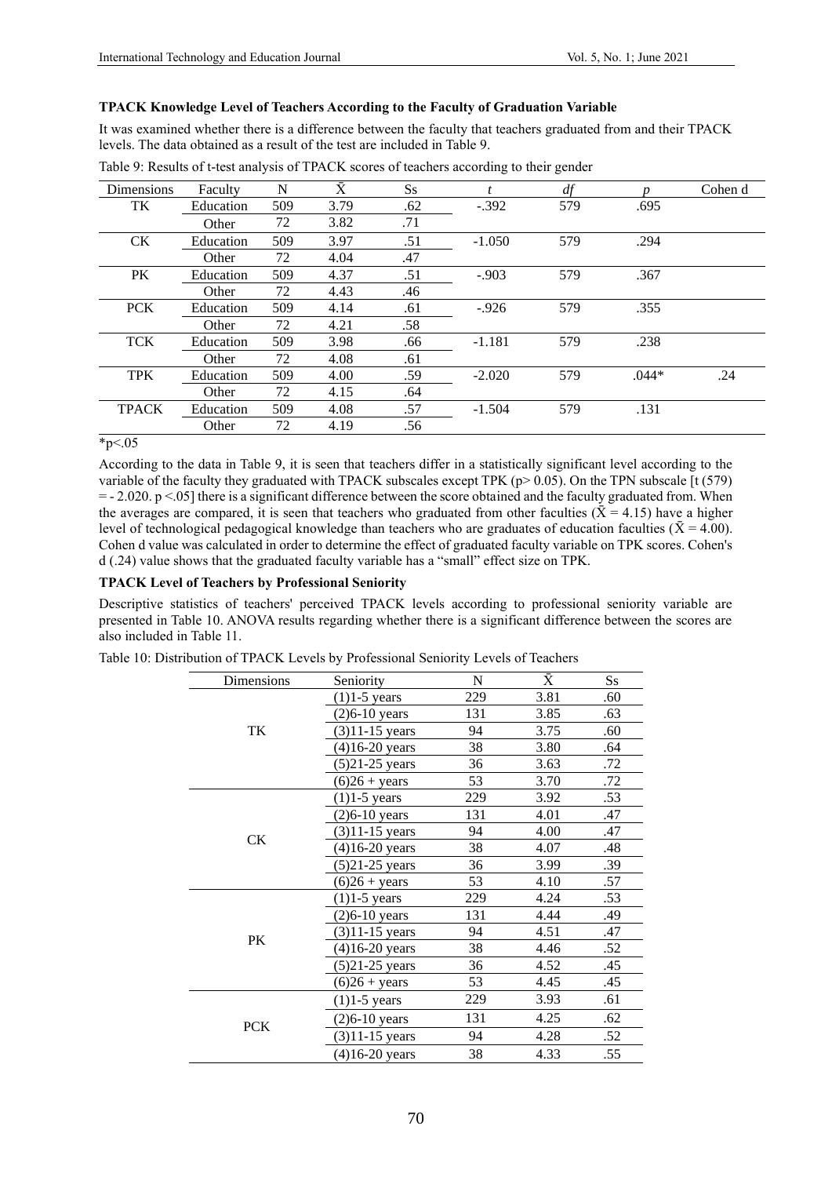**TPACK Knowledge Level of Teachers According to the Faculty of Graduation Variable**

It was examined whether there is a difference between the faculty that teachers graduated from and their TPACK levels. The data obtained as a result of the test are included in Table 9.

Table 9: Results of t-test analysis of TPACK scores of teachers according to their gender

| Dimensions | Faculty | N | X̄ | Ss | *t* | *df* | *p* | Cohen d |
|---|---|---|---|---|---|---|---|---|
| TK | Education | 509 | 3.79 | .62 | -.392 | 579 | .695 | |
| | Other | 72 | 3.82 | .71 | | | | |
| CK | Education | 509 | 3.97 | .51 | -1.050 | 579 | .294 | |
| | Other | 72 | 4.04 | .47 | | | | |
| PK | Education | 509 | 4.37 | .51 | -.903 | 579 | .367 | |
| | Other | 72 | 4.43 | .46 | | | | |
| PCK | Education | 509 | 4.14 | .61 | -.926 | 579 | .355 | |
| | Other | 72 | 4.21 | .58 | | | | |
| TCK | Education | 509 | 3.98 | .66 | -1.181 | 579 | .238 | |
| | Other | 72 | 4.08 | .61 | | | | |
| TPK | Education | 509 | 4.00 | .59 | -2.020 | 579 | .044* | .24 |
| | Other | 72 | 4.15 | .64 | | | | |
| TPACK | Education | 509 | 4.08 | .57 | -1.504 | 579 | .131 | |
| | Other | 72 | 4.19 | .56 | | | | |

*p<.05

According to the data in Table 9, it is seen that teachers differ in a statistically significant level according to the variable of the faculty they graduated with TPACK subscales except TPK ($p > 0.05$). On the TPN subscale [$t(579) = -2.020$. $p < .05$] there is a significant difference between the score obtained and the faculty graduated from. When the averages are compared, it is seen that teachers who graduated from other faculties ($\bar{X} = 4.15$) have a higher level of technological pedagogical knowledge than teachers who are graduates of education faculties ($\bar{X} = 4.00$). Cohen d value was calculated in order to determine the effect of graduated faculty variable on TPK scores. Cohen's d (.24) value shows that the graduated faculty variable has a "small" effect size on TPK.

**TPACK Level of Teachers by Professional Seniority**

Descriptive statistics of teachers' perceived TPACK levels according to professional seniority variable are presented in Table 10. ANOVA results regarding whether there is a significant difference between the scores are also included in Table 11.

Table 10: Distribution of TPACK Levels by Professional Seniority Levels of Teachers

| Dimensions | Seniority | N | X̄ | Ss |
|---|---|---|---|---|
| TK | (1)1-5 years | 229 | 3.81 | .60 |
| | (2)6-10 years | 131 | 3.85 | .63 |
| | (3)11-15 years | 94 | 3.75 | .60 |
| | (4)16-20 years | 38 | 3.80 | .64 |
| | (5)21-25 years | 36 | 3.63 | .72 |
| | (6)26 + years | 53 | 3.70 | .72 |
| CK | (1)1-5 years | 229 | 3.92 | .53 |
| | (2)6-10 years | 131 | 4.01 | .47 |
| | (3)11-15 years | 94 | 4.00 | .47 |
| | (4)16-20 years | 38 | 4.07 | .48 |
| | (5)21-25 years | 36 | 3.99 | .39 |
| | (6)26 + years | 53 | 4.10 | .57 |
| PK | (1)1-5 years | 229 | 4.24 | .53 |
| | (2)6-10 years | 131 | 4.44 | .49 |
| | (3)11-15 years | 94 | 4.51 | .47 |
| | (4)16-20 years | 38 | 4.46 | .52 |
| | (5)21-25 years | 36 | 4.52 | .45 |
| | (6)26 + years | 53 | 4.45 | .45 |
| PCK | (1)1-5 years | 229 | 3.93 | .61 |
| | (2)6-10 years | 131 | 4.25 | .62 |
| | (3)11-15 years | 94 | 4.28 | .52 |
| | (4)16-20 years | 38 | 4.33 | .55 |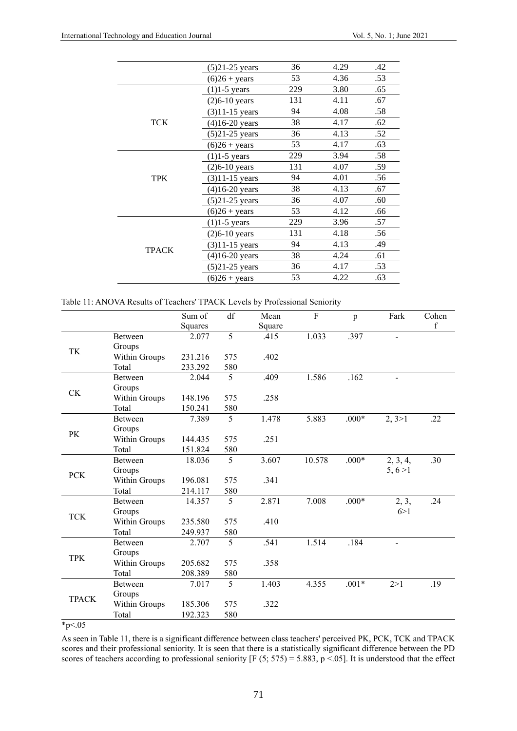| | | | | |
|---|---|---|---|---|
| | (5)21-25 years | 36 | 4.29 | .42 |
| | (6)26 + years | 53 | 4.36 | .53 |
| TCK | (1)1-5 years | 229 | 3.80 | .65 |
| | (2)6-10 years | 131 | 4.11 | .67 |
| | (3)11-15 years | 94 | 4.08 | .58 |
| | (4)16-20 years | 38 | 4.17 | .62 |
| | (5)21-25 years | 36 | 4.13 | .52 |
| | (6)26 + years | 53 | 4.17 | .63 |
| TPK | (1)1-5 years | 229 | 3.94 | .58 |
| | (2)6-10 years | 131 | 4.07 | .59 |
| | (3)11-15 years | 94 | 4.01 | .56 |
| | (4)16-20 years | 38 | 4.13 | .67 |
| | (5)21-25 years | 36 | 4.07 | .60 |
| | (6)26 + years | 53 | 4.12 | .66 |
| TPACK | (1)1-5 years | 229 | 3.96 | .57 |
| | (2)6-10 years | 131 | 4.18 | .56 |
| | (3)11-15 years | 94 | 4.13 | .49 |
| | (4)16-20 years | 38 | 4.24 | .61 |
| | (5)21-25 years | 36 | 4.17 | .53 |
| | (6)26 + years | 53 | 4.22 | .63 |

Table 11: ANOVA Results of Teachers' TPACK Levels by Professional Seniority

| | | Sum of Squares | df | Mean Square | F | p | Fark | Cohen f |
|---|---|---|---|---|---|---|---|---|
| TK | Between Groups | 2.077 | 5 | .415 | 1.033 | .397 | - | |
| | Within Groups | 231.216 | 575 | .402 | | | | |
| | Total | 233.292 | 580 | | | | | |
| CK | Between Groups | 2.044 | 5 | .409 | 1.586 | .162 | - | |
| | Within Groups | 148.196 | 575 | .258 | | | | |
| | Total | 150.241 | 580 | | | | | |
| PK | Between Groups | 7.389 | 5 | 1.478 | 5.883 | .000* | 2, 3>1 | .22 |
| | Within Groups | 144.435 | 575 | .251 | | | | |
| | Total | 151.824 | 580 | | | | | |
| PCK | Between Groups | 18.036 | 5 | 3.607 | 10.578 | .000* | 2, 3, 4, 5, 6 >1 | .30 |
| | Within Groups | 196.081 | 575 | .341 | | | | |
| | Total | 214.117 | 580 | | | | | |
| TCK | Between Groups | 14.357 | 5 | 2.871 | 7.008 | .000* | 2, 3, 6>1 | .24 |
| | Within Groups | 235.580 | 575 | .410 | | | | |
| | Total | 249.937 | 580 | | | | | |
| TPK | Between Groups | 2.707 | 5 | .541 | 1.514 | .184 | - | |
| | Within Groups | 205.682 | 575 | .358 | | | | |
| | Total | 208.389 | 580 | | | | | |
| TPACK | Between Groups | 7.017 | 5 | 1.403 | 4.355 | .001* | 2>1 | .19 |
| | Within Groups | 185.306 | 575 | .322 | | | | |
| | Total | 192.323 | 580 | | | | | |

*p<.05

As seen in Table 11, there is a significant difference between class teachers' perceived PK, PCK, TCK and TPACK scores and their professional seniority. It is seen that there is a statistically significant difference between the PD scores of teachers according to professional seniority [$F(5; 575) = 5.883$, $p < .05$]. It is understood that the effect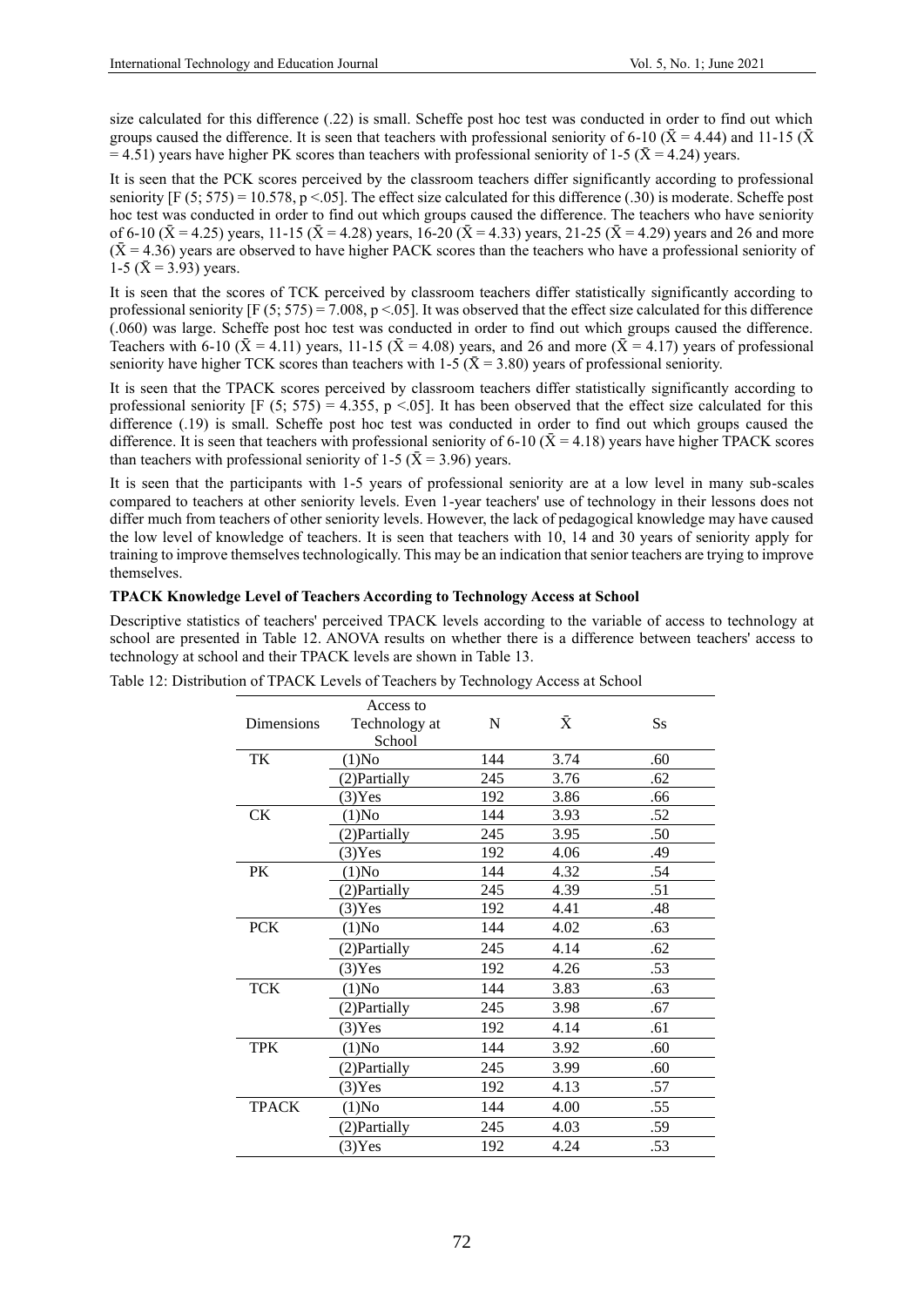size calculated for this difference (.22) is small. Scheffe post hoc test was conducted in order to find out which groups caused the difference. It is seen that teachers with professional seniority of 6-10 ($\bar{X}$ = 4.44) and 11-15 ($\bar{X}$ = 4.51) years have higher PK scores than teachers with professional seniority of 1-5 ($\bar{X}$ = 4.24) years.

It is seen that the PCK scores perceived by the classroom teachers differ significantly according to professional seniority [$F(5; 575) = 10.578$, $p < .05$]. The effect size calculated for this difference (.30) is moderate. Scheffe post hoc test was conducted in order to find out which groups caused the difference. The teachers who have seniority of 6-10 ($\bar{X}$ = 4.25) years, 11-15 ($\bar{X}$ = 4.28) years, 16-20 ($\bar{X}$ = 4.33) years, 21-25 ($\bar{X}$ = 4.29) years and 26 and more ($\bar{X}$ = 4.36) years are observed to have higher PACK scores than the teachers who have a professional seniority of 1-5 ($\bar{X}$ = 3.93) years.

It is seen that the scores of TCK perceived by classroom teachers differ statistically significantly according to professional seniority [$F(5; 575) = 7.008$, $p < .05$]. It was observed that the effect size calculated for this difference (.060) was large. Scheffe post hoc test was conducted in order to find out which groups caused the difference. Teachers with 6-10 ($\bar{X}$ = 4.11) years, 11-15 ($\bar{X}$ = 4.08) years, and 26 and more ($\bar{X}$ = 4.17) years of professional seniority have higher TCK scores than teachers with 1-5 ($\bar{X}$ = 3.80) years of professional seniority.

It is seen that the TPACK scores perceived by classroom teachers differ statistically significantly according to professional seniority [$F(5; 575) = 4.355$, $p < .05$]. It has been observed that the effect size calculated for this difference (.19) is small. Scheffe post hoc test was conducted in order to find out which groups caused the difference. It is seen that teachers with professional seniority of 6-10 ($\bar{X}$ = 4.18) years have higher TPACK scores than teachers with professional seniority of 1-5 ($\bar{X}$ = 3.96) years.

It is seen that the participants with 1-5 years of professional seniority are at a low level in many sub-scales compared to teachers at other seniority levels. Even 1-year teachers' use of technology in their lessons does not differ much from teachers of other seniority levels. However, the lack of pedagogical knowledge may have caused the low level of knowledge of teachers. It is seen that teachers with 10, 14 and 30 years of seniority apply for training to improve themselves technologically. This may be an indication that senior teachers are trying to improve themselves.

**TPACK Knowledge Level of Teachers According to Technology Access at School**

Descriptive statistics of teachers' perceived TPACK levels according to the variable of access to technology at school are presented in Table 12. ANOVA results on whether there is a difference between teachers' access to technology at school and their TPACK levels are shown in Table 13.

Table 12: Distribution of TPACK Levels of Teachers by Technology Access at School

| Dimensions | Access to Technology at School | N | $\bar{X}$ | Ss |
|---|---|---|---|---|
| TK | (1)No | 144 | 3.74 | .60 |
| | (2)Partially | 245 | 3.76 | .62 |
| | (3)Yes | 192 | 3.86 | .66 |
| CK | (1)No | 144 | 3.93 | .52 |
| | (2)Partially | 245 | 3.95 | .50 |
| | (3)Yes | 192 | 4.06 | .49 |
| PK | (1)No | 144 | 4.32 | .54 |
| | (2)Partially | 245 | 4.39 | .51 |
| | (3)Yes | 192 | 4.41 | .48 |
| PCK | (1)No | 144 | 4.02 | .63 |
| | (2)Partially | 245 | 4.14 | .62 |
| | (3)Yes | 192 | 4.26 | .53 |
| TCK | (1)No | 144 | 3.83 | .63 |
| | (2)Partially | 245 | 3.98 | .67 |
| | (3)Yes | 192 | 4.14 | .61 |
| TPK | (1)No | 144 | 3.92 | .60 |
| | (2)Partially | 245 | 3.99 | .60 |
| | (3)Yes | 192 | 4.13 | .57 |
| TPACK | (1)No | 144 | 4.00 | .55 |
| | (2)Partially | 245 | 4.03 | .59 |
| | (3)Yes | 192 | 4.24 | .53 |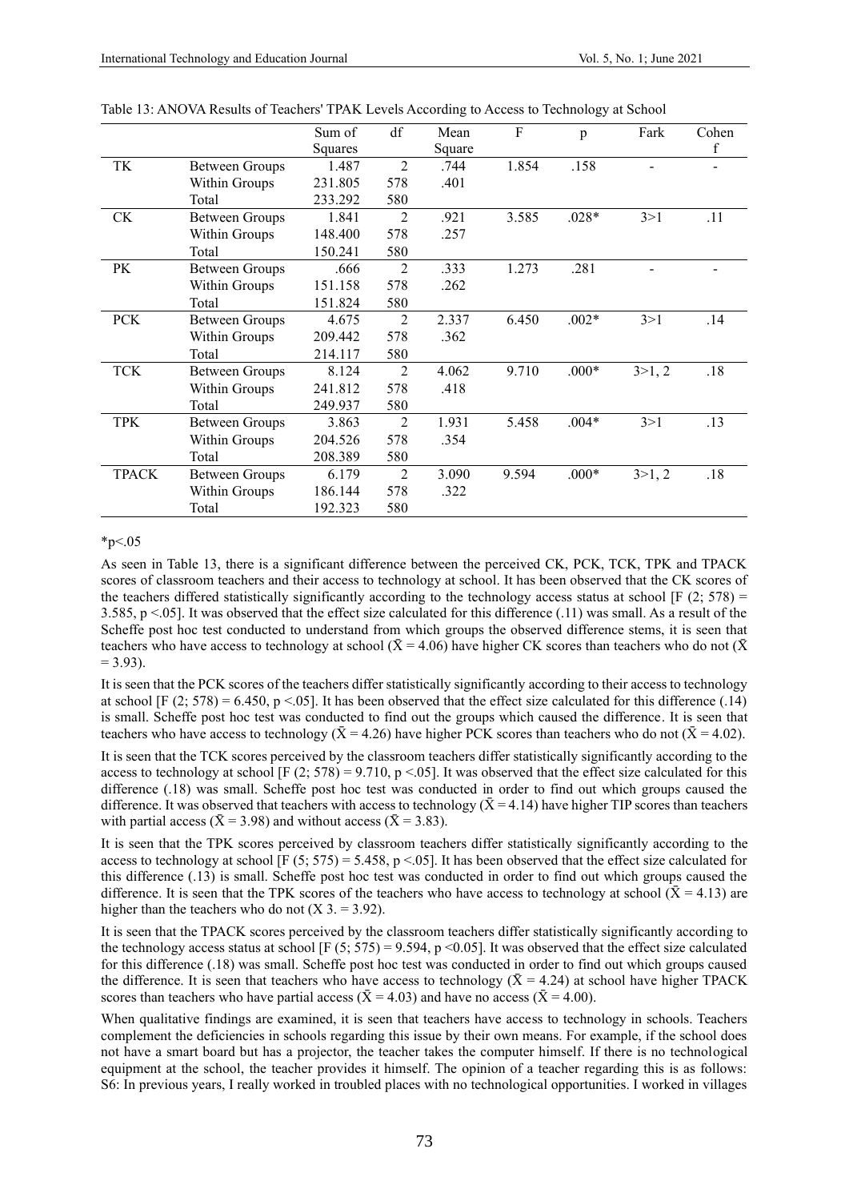Table 13: ANOVA Results of Teachers' TPAK Levels According to Access to Technology at School

| | | Sum of Squares | df | Mean Square | F | p | Fark | Cohen f |
|---|---|---|---|---|---|---|---|---|
| TK | Between Groups | 1.487 | 2 | .744 | 1.854 | .158 | - | - |
| | Within Groups | 231.805 | 578 | .401 | | | | |
| | Total | 233.292 | 580 | | | | | |
| CK | Between Groups | 1.841 | 2 | .921 | 3.585 | .028* | 3>1 | .11 |
| | Within Groups | 148.400 | 578 | .257 | | | | |
| | Total | 150.241 | 580 | | | | | |
| PK | Between Groups | .666 | 2 | .333 | 1.273 | .281 | - | - |
| | Within Groups | 151.158 | 578 | .262 | | | | |
| | Total | 151.824 | 580 | | | | | |
| PCK | Between Groups | 4.675 | 2 | 2.337 | 6.450 | .002* | 3>1 | .14 |
| | Within Groups | 209.442 | 578 | .362 | | | | |
| | Total | 214.117 | 580 | | | | | |
| TCK | Between Groups | 8.124 | 2 | 4.062 | 9.710 | .000* | 3>1, 2 | .18 |
| | Within Groups | 241.812 | 578 | .418 | | | | |
| | Total | 249.937 | 580 | | | | | |
| TPK | Between Groups | 3.863 | 2 | 1.931 | 5.458 | .004* | 3>1 | .13 |
| | Within Groups | 204.526 | 578 | .354 | | | | |
| | Total | 208.389 | 580 | | | | | |
| TPACK | Between Groups | 6.179 | 2 | 3.090 | 9.594 | .000* | 3>1, 2 | .18 |
| | Within Groups | 186.144 | 578 | .322 | | | | |
| | Total | 192.323 | 580 | | | | | |

*p<.05

As seen in Table 13, there is a significant difference between the perceived CK, PCK, TCK, TPK and TPACK scores of classroom teachers and their access to technology at school. It has been observed that the CK scores of the teachers differed statistically significantly according to the technology access status at school [$F(2; 578) = 3.585$, $p < .05$]. It was observed that the effect size calculated for this difference (.11) was small. As a result of the Scheffe post hoc test conducted to understand from which groups the observed difference stems, it is seen that teachers who have access to technology at school ($\bar{X} = 4.06$) have higher CK scores than teachers who do not ($\bar{X} = 3.93$).

It is seen that the PCK scores of the teachers differ statistically significantly according to their access to technology at school [$F(2; 578) = 6.450$, $p < .05$]. It has been observed that the effect size calculated for this difference (.14) is small. Scheffe post hoc test was conducted to find out the groups which caused the difference. It is seen that teachers who have access to technology ($\bar{X} = 4.26$) have higher PCK scores than teachers who do not ($\bar{X} = 4.02$).

It is seen that the TCK scores perceived by the classroom teachers differ statistically significantly according to the access to technology at school [$F(2; 578) = 9.710$, $p < .05$]. It was observed that the effect size calculated for this difference (.18) was small. Scheffe post hoc test was conducted in order to find out which groups caused the difference. It was observed that teachers with access to technology ($\bar{X} = 4.14$) have higher TIP scores than teachers with partial access ($\bar{X} = 3.98$) and without access ($\bar{X} = 3.83$).

It is seen that the TPK scores perceived by classroom teachers differ statistically significantly according to the access to technology at school [$F(5; 575) = 5.458$, $p < .05$]. It has been observed that the effect size calculated for this difference (.13) is small. Scheffe post hoc test was conducted in order to find out which groups caused the difference. It is seen that the TPK scores of the teachers who have access to technology at school ($\bar{X} = 4.13$) are higher than the teachers who do not ($X\ 3. = 3.92$).

It is seen that the TPACK scores perceived by the classroom teachers differ statistically significantly according to the technology access status at school [$F(5; 575) = 9.594$, $p < 0.05$]. It was observed that the effect size calculated for this difference (.18) was small. Scheffe post hoc test was conducted in order to find out which groups caused the difference. It is seen that teachers who have access to technology ($\bar{X} = 4.24$) at school have higher TPACK scores than teachers who have partial access ($\bar{X} = 4.03$) and have no access ($\bar{X} = 4.00$).

When qualitative findings are examined, it is seen that teachers have access to technology in schools. Teachers complement the deficiencies in schools regarding this issue by their own means. For example, if the school does not have a smart board but has a projector, the teacher takes the computer himself. If there is no technological equipment at the school, the teacher provides it himself. The opinion of a teacher regarding this is as follows: S6: In previous years, I really worked in troubled places with no technological opportunities. I worked in villages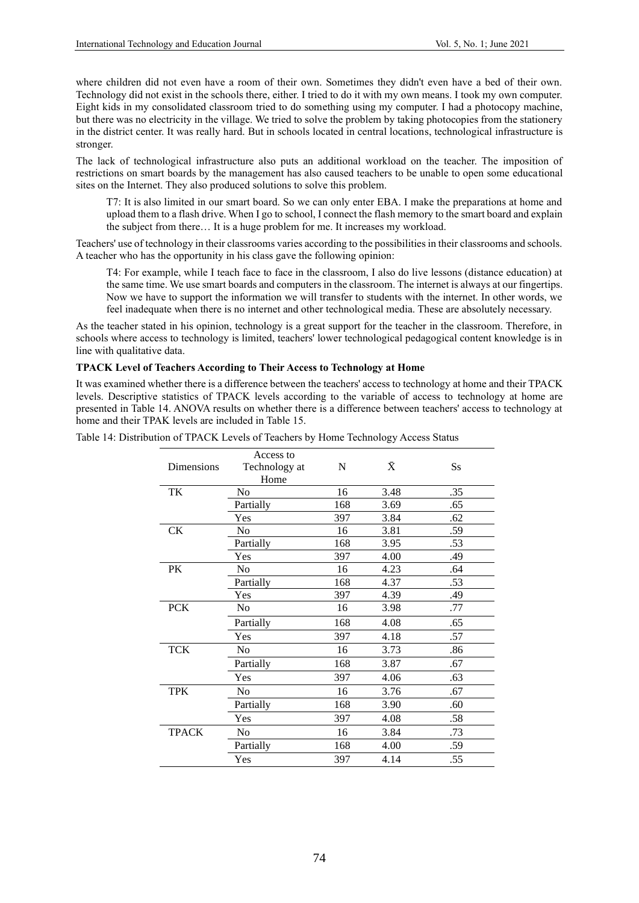where children did not even have a room of their own. Sometimes they didn't even have a bed of their own. Technology did not exist in the schools there, either. I tried to do it with my own means. I took my own computer. Eight kids in my consolidated classroom tried to do something using my computer. I had a photocopy machine, but there was no electricity in the village. We tried to solve the problem by taking photocopies from the stationery in the district center. It was really hard. But in schools located in central locations, technological infrastructure is stronger.

The lack of technological infrastructure also puts an additional workload on the teacher. The imposition of restrictions on smart boards by the management has also caused teachers to be unable to open some educational sites on the Internet. They also produced solutions to solve this problem.

> T7: It is also limited in our smart board. So we can only enter EBA. I make the preparations at home and upload them to a flash drive. When I go to school, I connect the flash memory to the smart board and explain the subject from there… It is a huge problem for me. It increases my workload.

Teachers' use of technology in their classrooms varies according to the possibilities in their classrooms and schools. A teacher who has the opportunity in his class gave the following opinion:

> T4: For example, while I teach face to face in the classroom, I also do live lessons (distance education) at the same time. We use smart boards and computers in the classroom. The internet is always at our fingertips. Now we have to support the information we will transfer to students with the internet. In other words, we feel inadequate when there is no internet and other technological media. These are absolutely necessary.

As the teacher stated in his opinion, technology is a great support for the teacher in the classroom. Therefore, in schools where access to technology is limited, teachers' lower technological pedagogical content knowledge is in line with qualitative data.

**TPACK Level of Teachers According to Their Access to Technology at Home**

It was examined whether there is a difference between the teachers' access to technology at home and their TPACK levels. Descriptive statistics of TPACK levels according to the variable of access to technology at home are presented in Table 14. ANOVA results on whether there is a difference between teachers' access to technology at home and their TPAK levels are included in Table 15.

Table 14: Distribution of TPACK Levels of Teachers by Home Technology Access Status

| Dimensions | Access to Technology at Home | N | $\bar{X}$ | Ss |
|---|---|---|---|---|
| TK | No | 16 | 3.48 | .35 |
| | Partially | 168 | 3.69 | .65 |
| | Yes | 397 | 3.84 | .62 |
| CK | No | 16 | 3.81 | .59 |
| | Partially | 168 | 3.95 | .53 |
| | Yes | 397 | 4.00 | .49 |
| PK | No | 16 | 4.23 | .64 |
| | Partially | 168 | 4.37 | .53 |
| | Yes | 397 | 4.39 | .49 |
| PCK | No | 16 | 3.98 | .77 |
| | Partially | 168 | 4.08 | .65 |
| | Yes | 397 | 4.18 | .57 |
| TCK | No | 16 | 3.73 | .86 |
| | Partially | 168 | 3.87 | .67 |
| | Yes | 397 | 4.06 | .63 |
| TPK | No | 16 | 3.76 | .67 |
| | Partially | 168 | 3.90 | .60 |
| | Yes | 397 | 4.08 | .58 |
| TPACK | No | 16 | 3.84 | .73 |
| | Partially | 168 | 4.00 | .59 |
| | Yes | 397 | 4.14 | .55 |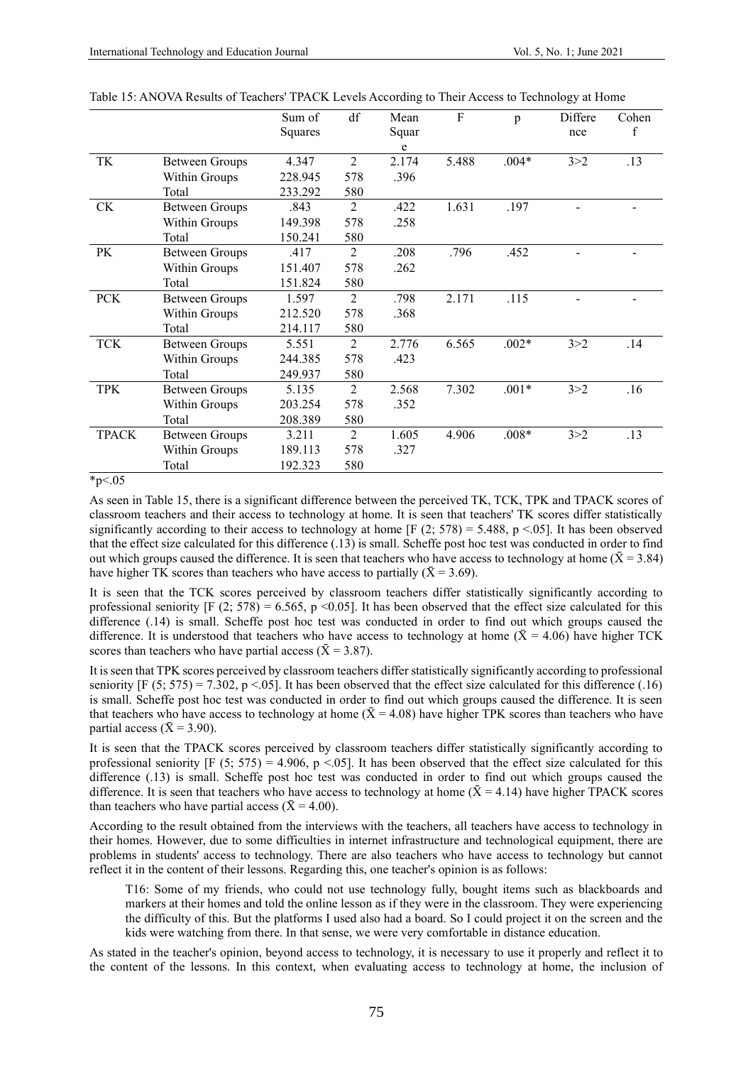Table 15: ANOVA Results of Teachers' TPACK Levels According to Their Access to Technology at Home

| | | Sum of Squares | df | Mean Square | F | p | Difference | Cohen f |
|---|---|---|---|---|---|---|---|---|
| TK | Between Groups | 4.347 | 2 | 2.174 | 5.488 | .004* | 3>2 | .13 |
| | Within Groups | 228.945 | 578 | .396 | | | | |
| | Total | 233.292 | 580 | | | | | |
| CK | Between Groups | .843 | 2 | .422 | 1.631 | .197 | - | - |
| | Within Groups | 149.398 | 578 | .258 | | | | |
| | Total | 150.241 | 580 | | | | | |
| PK | Between Groups | .417 | 2 | .208 | .796 | .452 | - | - |
| | Within Groups | 151.407 | 578 | .262 | | | | |
| | Total | 151.824 | 580 | | | | | |
| PCK | Between Groups | 1.597 | 2 | .798 | 2.171 | .115 | - | - |
| | Within Groups | 212.520 | 578 | .368 | | | | |
| | Total | 214.117 | 580 | | | | | |
| TCK | Between Groups | 5.551 | 2 | 2.776 | 6.565 | .002* | 3>2 | .14 |
| | Within Groups | 244.385 | 578 | .423 | | | | |
| | Total | 249.937 | 580 | | | | | |
| TPK | Between Groups | 5.135 | 2 | 2.568 | 7.302 | .001* | 3>2 | .16 |
| | Within Groups | 203.254 | 578 | .352 | | | | |
| | Total | 208.389 | 580 | | | | | |
| TPACK | Between Groups | 3.211 | 2 | 1.605 | 4.906 | .008* | 3>2 | .13 |
| | Within Groups | 189.113 | 578 | .327 | | | | |
| | Total | 192.323 | 580 | | | | | |

*$p<.05$

As seen in Table 15, there is a significant difference between the perceived TK, TCK, TPK and TPACK scores of classroom teachers and their access to technology at home. It is seen that teachers' TK scores differ statistically significantly according to their access to technology at home [$F(2; 578) = 5.488$, $p <.05$]. It has been observed that the effect size calculated for this difference (.13) is small. Scheffe post hoc test was conducted in order to find out which groups caused the difference. It is seen that teachers who have access to technology at home ($\bar{X} = 3.84$) have higher TK scores than teachers who have access to partially ($\bar{X} = 3.69$).

It is seen that the TCK scores perceived by classroom teachers differ statistically significantly according to professional seniority [$F(2; 578) = 6.565$, $p <0.05$]. It has been observed that the effect size calculated for this difference (.14) is small. Scheffe post hoc test was conducted in order to find out which groups caused the difference. It is understood that teachers who have access to technology at home ($\bar{X} = 4.06$) have higher TCK scores than teachers who have partial access ($\bar{X} = 3.87$).

It is seen that TPK scores perceived by classroom teachers differ statistically significantly according to professional seniority [$F(5; 575) = 7.302$, $p <.05$]. It has been observed that the effect size calculated for this difference (.16) is small. Scheffe post hoc test was conducted in order to find out which groups caused the difference. It is seen that teachers who have access to technology at home ($\bar{X} = 4.08$) have higher TPK scores than teachers who have partial access ($\bar{X} = 3.90$).

It is seen that the TPACK scores perceived by classroom teachers differ statistically significantly according to professional seniority [$F(5; 575) = 4.906$, $p <.05$]. It has been observed that the effect size calculated for this difference (.13) is small. Scheffe post hoc test was conducted in order to find out which groups caused the difference. It is seen that teachers who have access to technology at home ($\bar{X} = 4.14$) have higher TPACK scores than teachers who have partial access ($\bar{X} = 4.00$).

According to the result obtained from the interviews with the teachers, all teachers have access to technology in their homes. However, due to some difficulties in internet infrastructure and technological equipment, there are problems in students' access to technology. There are also teachers who have access to technology but cannot reflect it in the content of their lessons. Regarding this, one teacher's opinion is as follows:

> T16: Some of my friends, who could not use technology fully, bought items such as blackboards and markers at their homes and told the online lesson as if they were in the classroom. They were experiencing the difficulty of this. But the platforms I used also had a board. So I could project it on the screen and the kids were watching from there. In that sense, we were very comfortable in distance education.

As stated in the teacher's opinion, beyond access to technology, it is necessary to use it properly and reflect it to the content of the lessons. In this context, when evaluating access to technology at home, the inclusion of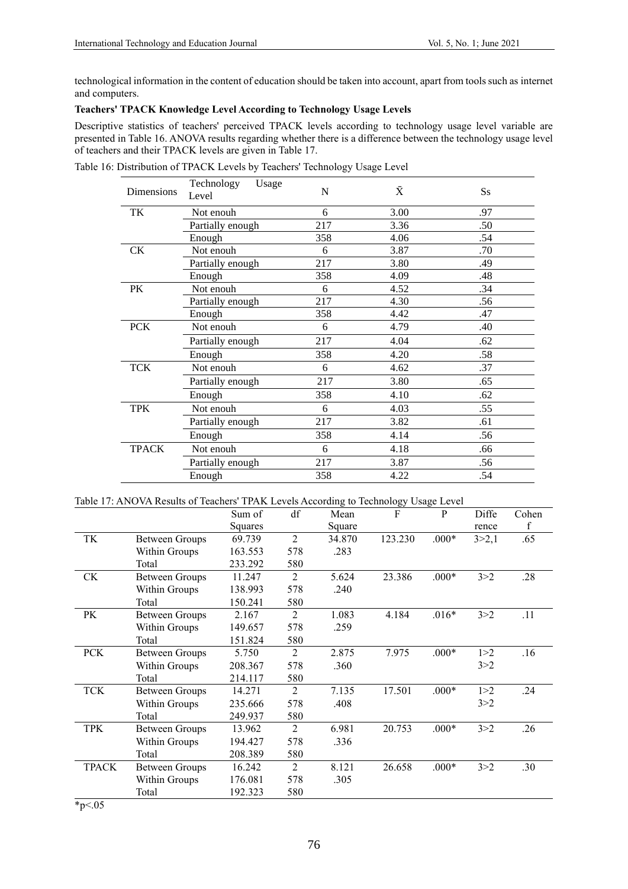technological information in the content of education should be taken into account, apart from tools such as internet and computers.

**Teachers' TPACK Knowledge Level According to Technology Usage Levels**

Descriptive statistics of teachers' perceived TPACK levels according to technology usage level variable are presented in Table 16. ANOVA results regarding whether there is a difference between the technology usage level of teachers and their TPACK levels are given in Table 17.

Table 16: Distribution of TPACK Levels by Teachers' Technology Usage Level

| Dimensions | Technology Usage Level | N | X̄ | Ss |
|---|---|---|---|---|
| TK | Not enouh | 6 | 3.00 | .97 |
| | Partially enough | 217 | 3.36 | .50 |
| | Enough | 358 | 4.06 | .54 |
| CK | Not enouh | 6 | 3.87 | .70 |
| | Partially enough | 217 | 3.80 | .49 |
| | Enough | 358 | 4.09 | .48 |
| PK | Not enouh | 6 | 4.52 | .34 |
| | Partially enough | 217 | 4.30 | .56 |
| | Enough | 358 | 4.42 | .47 |
| PCK | Not enouh | 6 | 4.79 | .40 |
| | Partially enough | 217 | 4.04 | .62 |
| | Enough | 358 | 4.20 | .58 |
| TCK | Not enouh | 6 | 4.62 | .37 |
| | Partially enough | 217 | 3.80 | .65 |
| | Enough | 358 | 4.10 | .62 |
| TPK | Not enouh | 6 | 4.03 | .55 |
| | Partially enough | 217 | 3.82 | .61 |
| | Enough | 358 | 4.14 | .56 |
| TPACK | Not enouh | 6 | 4.18 | .66 |
| | Partially enough | 217 | 3.87 | .56 |
| | Enough | 358 | 4.22 | .54 |

Table 17: ANOVA Results of Teachers' TPAK Levels According to Technology Usage Level

| | | Sum of Squares | df | Mean Square | F | P | Difference | Cohen f |
|---|---|---|---|---|---|---|---|---|
| TK | Between Groups | 69.739 | 2 | 34.870 | 123.230 | .000* | 3>2,1 | .65 |
| | Within Groups | 163.553 | 578 | .283 | | | | |
| | Total | 233.292 | 580 | | | | | |
| CK | Between Groups | 11.247 | 2 | 5.624 | 23.386 | .000* | 3>2 | .28 |
| | Within Groups | 138.993 | 578 | .240 | | | | |
| | Total | 150.241 | 580 | | | | | |
| PK | Between Groups | 2.167 | 2 | 1.083 | 4.184 | .016* | 3>2 | .11 |
| | Within Groups | 149.657 | 578 | .259 | | | | |
| | Total | 151.824 | 580 | | | | | |
| PCK | Between Groups | 5.750 | 2 | 2.875 | 7.975 | .000* | 1>2<br>3>2 | .16 |
| | Within Groups | 208.367 | 578 | .360 | | | | |
| | Total | 214.117 | 580 | | | | | |
| TCK | Between Groups | 14.271 | 2 | 7.135 | 17.501 | .000* | 1>2<br>3>2 | .24 |
| | Within Groups | 235.666 | 578 | .408 | | | | |
| | Total | 249.937 | 580 | | | | | |
| TPK | Between Groups | 13.962 | 2 | 6.981 | 20.753 | .000* | 3>2 | .26 |
| | Within Groups | 194.427 | 578 | .336 | | | | |
| | Total | 208.389 | 580 | | | | | |
| TPACK | Between Groups | 16.242 | 2 | 8.121 | 26.658 | .000* | 3>2 | .30 |
| | Within Groups | 176.081 | 578 | .305 | | | | |
| | Total | 192.323 | 580 | | | | | |

*p<.05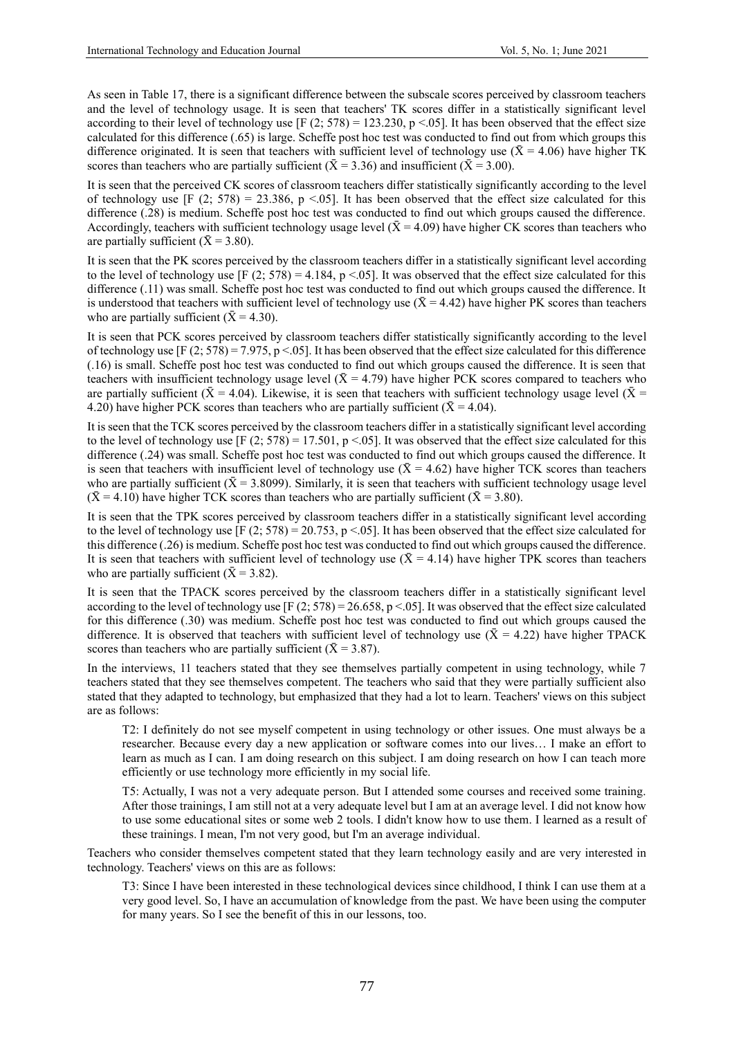As seen in Table 17, there is a significant difference between the subscale scores perceived by classroom teachers and the level of technology usage. It is seen that teachers' TK scores differ in a statistically significant level according to their level of technology use [$F (2; 578) = 123.230$, $p < .05$]. It has been observed that the effect size calculated for this difference (.65) is large. Scheffe post hoc test was conducted to find out from which groups this difference originated. It is seen that teachers with sufficient level of technology use ($\bar{X} = 4.06$) have higher TK scores than teachers who are partially sufficient ($\bar{X} = 3.36$) and insufficient ($\bar{X} = 3.00$).

It is seen that the perceived CK scores of classroom teachers differ statistically significantly according to the level of technology use [$F (2; 578) = 23.386$, $p < .05$]. It has been observed that the effect size calculated for this difference (.28) is medium. Scheffe post hoc test was conducted to find out which groups caused the difference. Accordingly, teachers with sufficient technology usage level ($\bar{X} = 4.09$) have higher CK scores than teachers who are partially sufficient ($\bar{X} = 3.80$).

It is seen that the PK scores perceived by the classroom teachers differ in a statistically significant level according to the level of technology use [$F (2; 578) = 4.184$, $p < .05$]. It was observed that the effect size calculated for this difference (.11) was small. Scheffe post hoc test was conducted to find out which groups caused the difference. It is understood that teachers with sufficient level of technology use ($\bar{X} = 4.42$) have higher PK scores than teachers who are partially sufficient ($\bar{X} = 4.30$).

It is seen that PCK scores perceived by classroom teachers differ statistically significantly according to the level of technology use [$F (2; 578) = 7.975$, $p < .05$]. It has been observed that the effect size calculated for this difference (.16) is small. Scheffe post hoc test was conducted to find out which groups caused the difference. It is seen that teachers with insufficient technology usage level ($\bar{X} = 4.79$) have higher PCK scores compared to teachers who are partially sufficient ($\bar{X} = 4.04$). Likewise, it is seen that teachers with sufficient technology usage level ($\bar{X} = 4.20$) have higher PCK scores than teachers who are partially sufficient ($\bar{X} = 4.04$).

It is seen that the TCK scores perceived by the classroom teachers differ in a statistically significant level according to the level of technology use [$F (2; 578) = 17.501$, $p < .05$]. It was observed that the effect size calculated for this difference (.24) was small. Scheffe post hoc test was conducted to find out which groups caused the difference. It is seen that teachers with insufficient level of technology use ($\bar{X} = 4.62$) have higher TCK scores than teachers who are partially sufficient ($\bar{X} = 3.8099$). Similarly, it is seen that teachers with sufficient technology usage level ($\bar{X} = 4.10$) have higher TCK scores than teachers who are partially sufficient ($\bar{X} = 3.80$).

It is seen that the TPK scores perceived by classroom teachers differ in a statistically significant level according to the level of technology use [$F (2; 578) = 20.753$, $p < .05$]. It has been observed that the effect size calculated for this difference (.26) is medium. Scheffe post hoc test was conducted to find out which groups caused the difference. It is seen that teachers with sufficient level of technology use ($\bar{X} = 4.14$) have higher TPK scores than teachers who are partially sufficient ($\bar{X} = 3.82$).

It is seen that the TPACK scores perceived by the classroom teachers differ in a statistically significant level according to the level of technology use [$F (2; 578) = 26.658$, $p < .05$]. It was observed that the effect size calculated for this difference (.30) was medium. Scheffe post hoc test was conducted to find out which groups caused the difference. It is observed that teachers with sufficient level of technology use ($\bar{X} = 4.22$) have higher TPACK scores than teachers who are partially sufficient ($\bar{X} = 3.87$).

In the interviews, 11 teachers stated that they see themselves partially competent in using technology, while 7 teachers stated that they see themselves competent. The teachers who said that they were partially sufficient also stated that they adapted to technology, but emphasized that they had a lot to learn. Teachers' views on this subject are as follows:

> T2: I definitely do not see myself competent in using technology or other issues. One must always be a researcher. Because every day a new application or software comes into our lives… I make an effort to learn as much as I can. I am doing research on this subject. I am doing research on how I can teach more efficiently or use technology more efficiently in my social life.

> T5: Actually, I was not a very adequate person. But I attended some courses and received some training. After those trainings, I am still not at a very adequate level but I am at an average level. I did not know how to use some educational sites or some web 2 tools. I didn't know how to use them. I learned as a result of these trainings. I mean, I'm not very good, but I'm an average individual.

Teachers who consider themselves competent stated that they learn technology easily and are very interested in technology. Teachers' views on this are as follows:

> T3: Since I have been interested in these technological devices since childhood, I think I can use them at a very good level. So, I have an accumulation of knowledge from the past. We have been using the computer for many years. So I see the benefit of this in our lessons, too.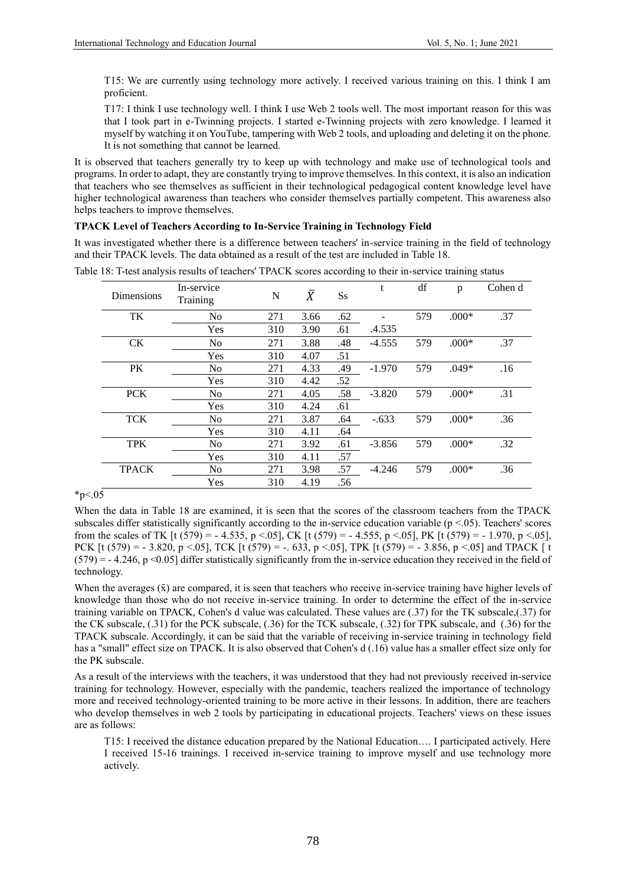T15: We are currently using technology more actively. I received various training on this. I think I am proficient.

T17: I think I use technology well. I think I use Web 2 tools well. The most important reason for this was that I took part in e-Twinning projects. I started e-Twinning projects with zero knowledge. I learned it myself by watching it on YouTube, tampering with Web 2 tools, and uploading and deleting it on the phone. It is not something that cannot be learned.

It is observed that teachers generally try to keep up with technology and make use of technological tools and programs. In order to adapt, they are constantly trying to improve themselves. In this context, it is also an indication that teachers who see themselves as sufficient in their technological pedagogical content knowledge level have higher technological awareness than teachers who consider themselves partially competent. This awareness also helps teachers to improve themselves.

**TPACK Level of Teachers According to In-Service Training in Technology Field**

It was investigated whether there is a difference between teachers' in-service training in the field of technology and their TPACK levels. The data obtained as a result of the test are included in Table 18.

Table 18: T-test analysis results of teachers' TPACK scores according to their in-service training status

| Dimensions | In-service Training | N | $\bar{X}$ | Ss | t | df | p | Cohen d |
|---|---|---|---|---|---|---|---|---|
| TK | No | 271 | 3.66 | .62 | -<br>.4.535 | 579 | .000* | .37 |
| | Yes | 310 | 3.90 | .61 | | | | |
| CK | No | 271 | 3.88 | .48 | -4.555 | 579 | .000* | .37 |
| | Yes | 310 | 4.07 | .51 | | | | |
| PK | No | 271 | 4.33 | .49 | -1.970 | 579 | .049* | .16 |
| | Yes | 310 | 4.42 | .52 | | | | |
| PCK | No | 271 | 4.05 | .58 | -3.820 | 579 | .000* | .31 |
| | Yes | 310 | 4.24 | .61 | | | | |
| TCK | No | 271 | 3.87 | .64 | -.633 | 579 | .000* | .36 |
| | Yes | 310 | 4.11 | .64 | | | | |
| TPK | No | 271 | 3.92 | .61 | -3.856 | 579 | .000* | .32 |
| | Yes | 310 | 4.11 | .57 | | | | |
| TPACK | No | 271 | 3.98 | .57 | -4.246 | 579 | .000* | .36 |
| | Yes | 310 | 4.19 | .56 | | | | |

*p<.05

When the data in Table 18 are examined, it is seen that the scores of the classroom teachers from the TPACK subscales differ statistically significantly according to the in-service education variable (p <.05). Teachers' scores from the scales of TK [t (579) = - 4.535, p <.05], CK [t (579) = - 4.555, p <.05], PK [t (579) = - 1.970, p <.05], PCK [t (579) = - 3.820, p <.05], TCK [t (579) = -. 633, p <.05], TPK [t (579) = - 3.856, p <.05] and TPACK [ t (579) = - 4.246, p <0.05] differ statistically significantly from the in-service education they received in the field of technology.

When the averages (x̄) are compared, it is seen that teachers who receive in-service training have higher levels of knowledge than those who do not receive in-service training. In order to determine the effect of the in-service training variable on TPACK, Cohen's d value was calculated. These values are (.37) for the TK subscale,(.37) for the CK subscale, (.31) for the PCK subscale, (.36) for the TCK subscale, (.32) for TPK subscale, and (.36) for the TPACK subscale. Accordingly, it can be said that the variable of receiving in-service training in technology field has a "small" effect size on TPACK. It is also observed that Cohen's d (.16) value has a smaller effect size only for the PK subscale.

As a result of the interviews with the teachers, it was understood that they had not previously received in-service training for technology. However, especially with the pandemic, teachers realized the importance of technology more and received technology-oriented training to be more active in their lessons. In addition, there are teachers who develop themselves in web 2 tools by participating in educational projects. Teachers' views on these issues are as follows:

T15: I received the distance education prepared by the National Education…. I participated actively. Here I received 15-16 trainings. I received in-service training to improve myself and use technology more actively.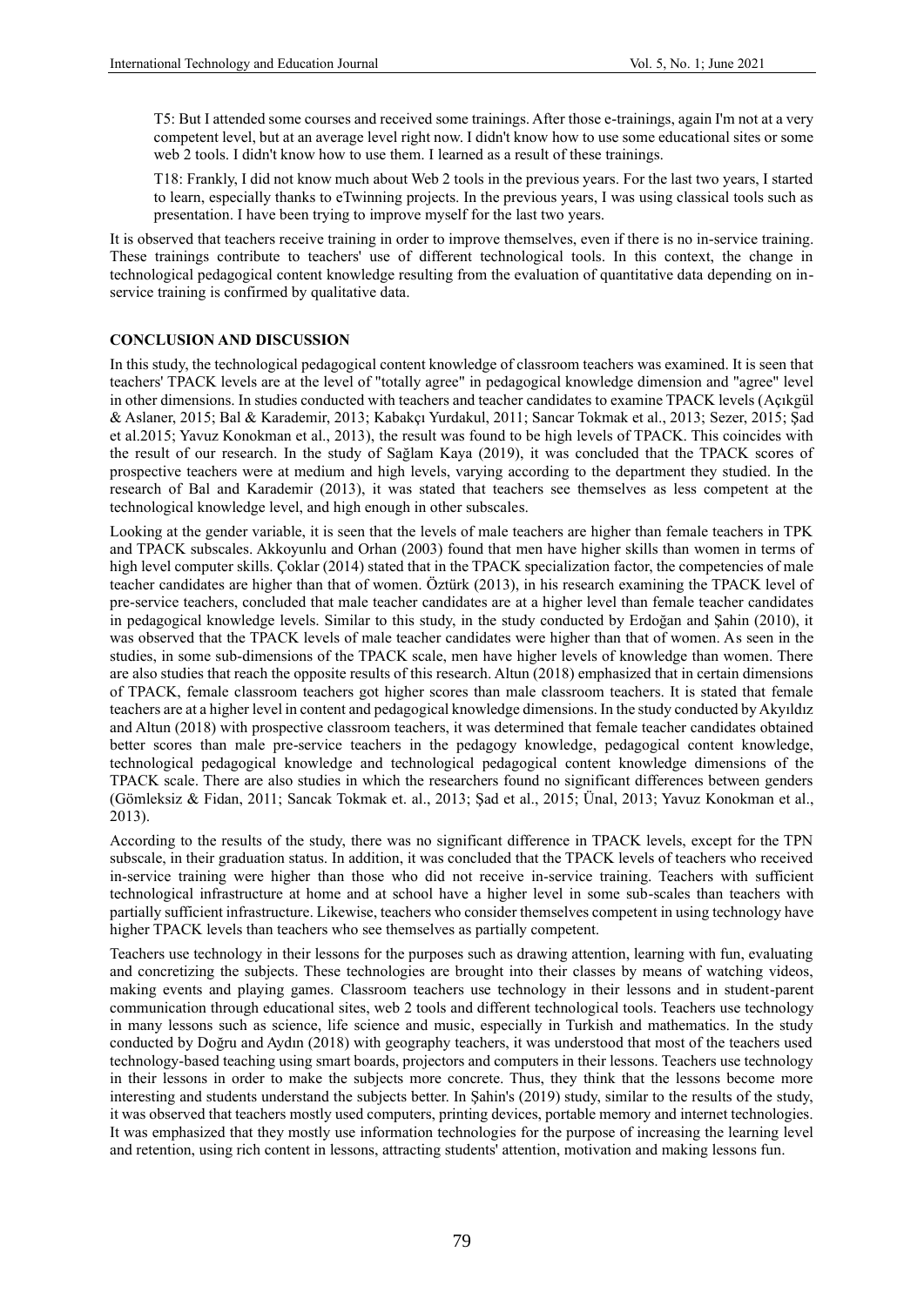T5: But I attended some courses and received some trainings. After those e-trainings, again I'm not at a very competent level, but at an average level right now. I didn't know how to use some educational sites or some web 2 tools. I didn't know how to use them. I learned as a result of these trainings.

T18: Frankly, I did not know much about Web 2 tools in the previous years. For the last two years, I started to learn, especially thanks to eTwinning projects. In the previous years, I was using classical tools such as presentation. I have been trying to improve myself for the last two years.

It is observed that teachers receive training in order to improve themselves, even if there is no in-service training. These trainings contribute to teachers' use of different technological tools. In this context, the change in technological pedagogical content knowledge resulting from the evaluation of quantitative data depending on in-service training is confirmed by qualitative data.

## CONCLUSION AND DISCUSSION

In this study, the technological pedagogical content knowledge of classroom teachers was examined. It is seen that teachers' TPACK levels are at the level of "totally agree" in pedagogical knowledge dimension and "agree" level in other dimensions. In studies conducted with teachers and teacher candidates to examine TPACK levels (Açıkgül & Aslaner, 2015; Bal & Karademir, 2013; Kabakçı Yurdakul, 2011; Sancar Tokmak et al., 2013; Sezer, 2015; Şad et al.2015; Yavuz Konokman et al., 2013), the result was found to be high levels of TPACK. This coincides with the result of our research. In the study of Sağlam Kaya (2019), it was concluded that the TPACK scores of prospective teachers were at medium and high levels, varying according to the department they studied. In the research of Bal and Karademir (2013), it was stated that teachers see themselves as less competent at the technological knowledge level, and high enough in other subscales.

Looking at the gender variable, it is seen that the levels of male teachers are higher than female teachers in TPK and TPACK subscales. Akkoyunlu and Orhan (2003) found that men have higher skills than women in terms of high level computer skills. Çoklar (2014) stated that in the TPACK specialization factor, the competencies of male teacher candidates are higher than that of women. Öztürk (2013), in his research examining the TPACK level of pre-service teachers, concluded that male teacher candidates are at a higher level than female teacher candidates in pedagogical knowledge levels. Similar to this study, in the study conducted by Erdoğan and Şahin (2010), it was observed that the TPACK levels of male teacher candidates were higher than that of women. As seen in the studies, in some sub-dimensions of the TPACK scale, men have higher levels of knowledge than women. There are also studies that reach the opposite results of this research. Altun (2018) emphasized that in certain dimensions of TPACK, female classroom teachers got higher scores than male classroom teachers. It is stated that female teachers are at a higher level in content and pedagogical knowledge dimensions. In the study conducted by Akyıldız and Altun (2018) with prospective classroom teachers, it was determined that female teacher candidates obtained better scores than male pre-service teachers in the pedagogy knowledge, pedagogical content knowledge, technological pedagogical knowledge and technological pedagogical content knowledge dimensions of the TPACK scale. There are also studies in which the researchers found no significant differences between genders (Gömleksiz & Fidan, 2011; Sancak Tokmak et. al., 2013; Şad et al., 2015; Ünal, 2013; Yavuz Konokman et al., 2013).

According to the results of the study, there was no significant difference in TPACK levels, except for the TPN subscale, in their graduation status. In addition, it was concluded that the TPACK levels of teachers who received in-service training were higher than those who did not receive in-service training. Teachers with sufficient technological infrastructure at home and at school have a higher level in some sub-scales than teachers with partially sufficient infrastructure. Likewise, teachers who consider themselves competent in using technology have higher TPACK levels than teachers who see themselves as partially competent.

Teachers use technology in their lessons for the purposes such as drawing attention, learning with fun, evaluating and concretizing the subjects. These technologies are brought into their classes by means of watching videos, making events and playing games. Classroom teachers use technology in their lessons and in student-parent communication through educational sites, web 2 tools and different technological tools. Teachers use technology in many lessons such as science, life science and music, especially in Turkish and mathematics. In the study conducted by Doğru and Aydın (2018) with geography teachers, it was understood that most of the teachers used technology-based teaching using smart boards, projectors and computers in their lessons. Teachers use technology in their lessons in order to make the subjects more concrete. Thus, they think that the lessons become more interesting and students understand the subjects better. In Şahin's (2019) study, similar to the results of the study, it was observed that teachers mostly used computers, printing devices, portable memory and internet technologies. It was emphasized that they mostly use information technologies for the purpose of increasing the learning level and retention, using rich content in lessons, attracting students' attention, motivation and making lessons fun.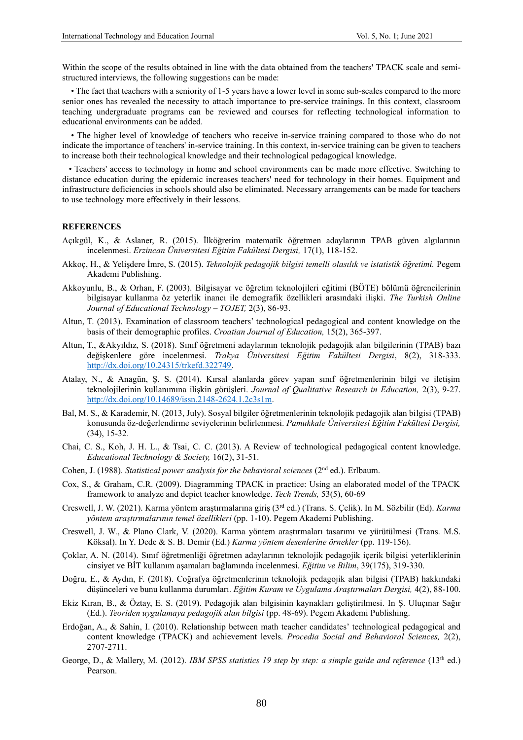Within the scope of the results obtained in line with the data obtained from the teachers' TPACK scale and semi-structured interviews, the following suggestions can be made:

• The fact that teachers with a seniority of 1-5 years have a lower level in some sub-scales compared to the more senior ones has revealed the necessity to attach importance to pre-service trainings. In this context, classroom teaching undergraduate programs can be reviewed and courses for reflecting technological information to educational environments can be added.

• The higher level of knowledge of teachers who receive in-service training compared to those who do not indicate the importance of teachers' in-service training. In this context, in-service training can be given to teachers to increase both their technological knowledge and their technological pedagogical knowledge.

• Teachers' access to technology in home and school environments can be made more effective. Switching to distance education during the epidemic increases teachers' need for technology in their homes. Equipment and infrastructure deficiencies in schools should also be eliminated. Necessary arrangements can be made for teachers to use technology more effectively in their lessons.

**REFERENCES**

Açıkgül, K., & Aslaner, R. (2015). İlköğretim matematik öğretmen adaylarının TPAB güven algılarının incelenmesi. *Erzincan Üniversitesi Eğitim Fakültesi Dergisi,* 17(1), 118-152.

Akkoç, H., & Yelişdere İmre, S. (2015). *Teknolojik pedagojik bilgisi temelli olasılık ve istatistik öğretimi.* Pegem Akademi Publishing.

Akkoyunlu, B., & Orhan, F. (2003). Bilgisayar ve öğretim teknolojileri eğitimi (BÖTE) bölümü öğrencilerinin bilgisayar kullanma öz yeterlik inancı ile demografik özellikleri arasındaki ilişki. *The Turkish Online Journal of Educational Technology – TOJET,* 2(3), 86-93.

Altun, T. (2013). Examination of classroom teachers' technological pedagogical and content knowledge on the basis of their demographic profiles. *Croatian Journal of Education,* 15(2), 365-397.

Altun, T., &Akyıldız, S. (2018). Sınıf öğretmeni adaylarının teknolojik pedagojik alan bilgilerinin (TPAB) bazı değişkenlere göre incelenmesi. *Trakya Üniversitesi Eğitim Fakültesi Dergisi*, 8(2), 318-333. http://dx.doi.org/10.24315/trkefd.322749.

Atalay, N., & Anagün, Ş. S. (2014). Kırsal alanlarda görev yapan sınıf öğretmenlerinin bilgi ve iletişim teknolojilerinin kullanımına ilişkin görüşleri. *Journal of Qualitative Research in Education,* 2(3), 9-27. http://dx.doi.org/10.14689/issn.2148-2624.1.2c3s1m.

Bal, M. S., & Karademir, N. (2013, July). Sosyal bilgiler öğretmenlerinin teknolojik pedagojik alan bilgisi (TPAB) konusunda öz-değerlendirme seviyelerinin belirlenmesi. *Pamukkale Üniversitesi Eğitim Fakültesi Dergisi,* (34), 15-32.

Chai, C. S., Koh, J. H. L., & Tsai, C. C. (2013). A Review of technological pedagogical content knowledge. *Educational Technology & Society,* 16(2), 31-51.

Cohen, J. (1988). *Statistical power analysis for the behavioral sciences* (2nd ed.). Erlbaum.

Cox, S., & Graham, C.R. (2009). Diagramming TPACK in practice: Using an elaborated model of the TPACK framework to analyze and depict teacher knowledge. *Tech Trends,* 53(5), 60-69

Creswell, J. W. (2021). Karma yöntem araştırmalarına giriş (3rd ed.) (Trans. S. Çelik). In M. Sözbilir (Ed). *Karma yöntem araştırmalarının temel özellikleri* (pp. 1-10). Pegem Akademi Publishing.

Creswell, J. W., & Plano Clark, V. (2020). Karma yöntem araştırmaları tasarımı ve yürütülmesi (Trans. M.S. Köksal). In Y. Dede & S. B. Demir (Ed.) *Karma yöntem desenlerine örnekler* (pp. 119-156).

Çoklar, A. N. (2014). Sınıf öğretmenliği öğretmen adaylarına teknolojik pedagojik içerik bilgisi yeterliklerinin cinsiyet ve BİT kullanım aşamaları bağlamında incelenmesi. *Eğitim ve Bilim*, 39(175), 319-330.

Doğru, E., & Aydın, F. (2018). Coğrafya öğretmenlerinin teknolojik pedagojik alan bilgisi (TPAB) hakkındaki düşünceleri ve bunu kullanma durumları. *Eğitim Kuram ve Uygulama Araştırmaları Dergisi,* 4(2), 88-100.

Ekiz Kıran, B., & Öztay, E. S. (2019). Pedagojik alan bilgisinin kaynakları geliştirilmesi. In Ş. Uluçınar Sağır (Ed.). *Teoriden uygulamaya pedagojik alan bilgisi* (pp. 48-69). Pegem Akademi Publishing.

Erdoğan, A., & Sahin, I. (2010). Relationship between math teacher candidates' technological pedagogical and content knowledge (TPACK) and achievement levels. *Procedia Social and Behavioral Sciences,* 2(2), 2707-2711.

George, D., & Mallery, M. (2012). *IBM SPSS statistics 19 step by step: a simple guide and reference* (13th ed.) Pearson.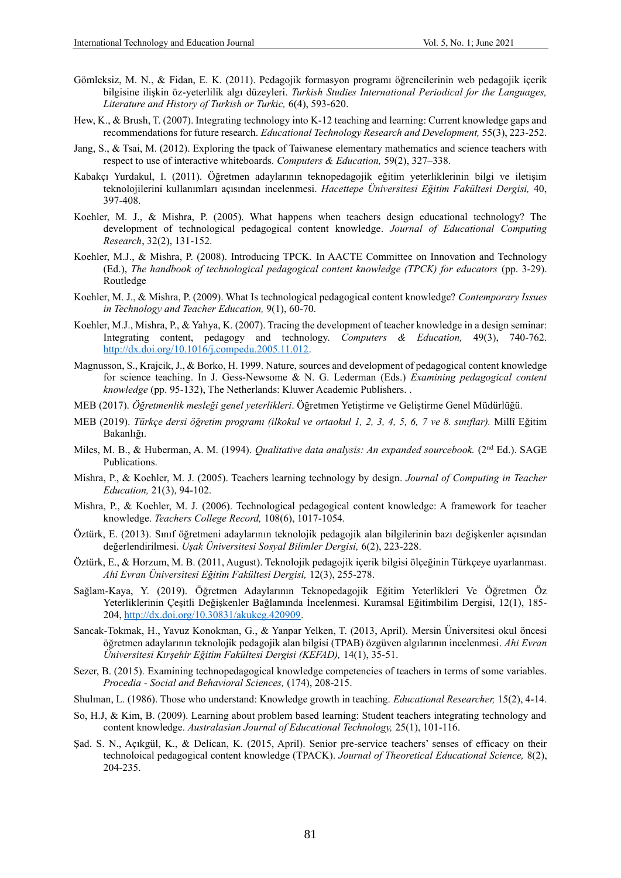Gömleksiz, M. N., & Fidan, E. K. (2011). Pedagojik formasyon programı öğrencilerinin web pedagojik içerik bilgisine ilişkin öz-yeterlilik algı düzeyleri. *Turkish Studies International Periodical for the Languages, Literature and History of Turkish or Turkic,* 6(4), 593-620.

Hew, K., & Brush, T. (2007). Integrating technology into K-12 teaching and learning: Current knowledge gaps and recommendations for future research. *Educational Technology Research and Development,* 55(3), 223-252.

Jang, S., & Tsai, M. (2012). Exploring the tpack of Taiwanese elementary mathematics and science teachers with respect to use of interactive whiteboards. *Computers & Education,* 59(2), 327–338.

Kabakçı Yurdakul, I. (2011). Öğretmen adaylarının teknopedagojik eğitim yeterliklerinin bilgi ve iletişim teknolojilerini kullanımları açısından incelenmesi. *Hacettepe Üniversitesi Eğitim Fakültesi Dergisi,* 40, 397-408.

Koehler, M. J., & Mishra, P. (2005). What happens when teachers design educational technology? The development of technological pedagogical content knowledge. *Journal of Educational Computing Research*, 32(2), 131-152.

Koehler, M.J., & Mishra, P. (2008). Introducing TPCK. In AACTE Committee on Innovation and Technology (Ed.), *The handbook of technological pedagogical content knowledge (TPCK) for educators* (pp. 3-29). Routledge

Koehler, M. J., & Mishra, P. (2009). What Is technological pedagogical content knowledge? *Contemporary Issues in Technology and Teacher Education,* 9(1), 60-70.

Koehler, M.J., Mishra, P., & Yahya, K. (2007). Tracing the development of teacher knowledge in a design seminar: Integrating content, pedagogy and technology. *Computers & Education,* 49(3), 740-762. http://dx.doi.org/10.1016/j.compedu.2005.11.012.

Magnusson, S., Krajcik, J., & Borko, H. 1999. Nature, sources and development of pedagogical content knowledge for science teaching. In J. Gess-Newsome & N. G. Lederman (Eds.) *Examining pedagogical content knowledge* (pp. 95-132), The Netherlands: Kluwer Academic Publishers. .

MEB (2017). *Öğretmenlik mesleği genel yeterlikleri*. Öğretmen Yetiştirme ve Geliştirme Genel Müdürlüğü.

MEB (2019). *Türkçe dersi öğretim programı (ilkokul ve ortaokul 1, 2, 3, 4, 5, 6, 7 ve 8. sınıflar).* Millî Eğitim Bakanlığı.

Miles, M. B., & Huberman, A. M. (1994). *Qualitative data analysis: An expanded sourcebook.* (2nd Ed.). SAGE Publications.

Mishra, P., & Koehler, M. J. (2005). Teachers learning technology by design. *Journal of Computing in Teacher Education,* 21(3), 94-102.

Mishra, P., & Koehler, M. J. (2006). Technological pedagogical content knowledge: A framework for teacher knowledge. *Teachers College Record,* 108(6), 1017-1054.

Öztürk, E. (2013). Sınıf öğretmeni adaylarının teknolojik pedagojik alan bilgilerinin bazı değişkenler açısından değerlendirilmesi. *Uşak Üniversitesi Sosyal Bilimler Dergisi,* 6(2), 223-228.

Öztürk, E., & Horzum, M. B. (2011, August). Teknolojik pedagojik içerik bilgisi ölçeğinin Türkçeye uyarlanması. *Ahi Evran Üniversitesi Eğitim Fakültesi Dergisi,* 12(3), 255-278.

Sağlam-Kaya, Y. (2019). Öğretmen Adaylarının Teknopedagojik Eğitim Yeterlikleri Ve Öğretmen Öz Yeterliklerinin Çeşitli Değişkenler Bağlamında İncelenmesi. Kuramsal Eğitimbilim Dergisi, 12(1), 185-204, http://dx.doi.org/10.30831/akukeg.420909.

Sancak-Tokmak, H., Yavuz Konokman, G., & Yanpar Yelken, T. (2013, April). Mersin Üniversitesi okul öncesi öğretmen adaylarının teknolojik pedagojik alan bilgisi (TPAB) özgüven algılarının incelenmesi. *Ahi Evran Üniversitesi Kırşehir Eğitim Fakültesi Dergisi (KEFAD),* 14(1), 35-51.

Sezer, B. (2015). Examining technopedagogical knowledge competencies of teachers in terms of some variables. *Procedia - Social and Behavioral Sciences,* (174), 208-215.

Shulman, L. (1986). Those who understand: Knowledge growth in teaching. *Educational Researcher,* 15(2), 4-14.

So, H.J, & Kim, B. (2009). Learning about problem based learning: Student teachers integrating technology and content knowledge. *Australasian Journal of Educational Technology,* 25(1), 101-116.

Şad. S. N., Açıkgül, K., & Delican, K. (2015, April). Senior pre-service teachers' senses of efficacy on their technoloical pedagogical content knowledge (TPACK). *Journal of Theoretical Educational Science,* 8(2), 204-235.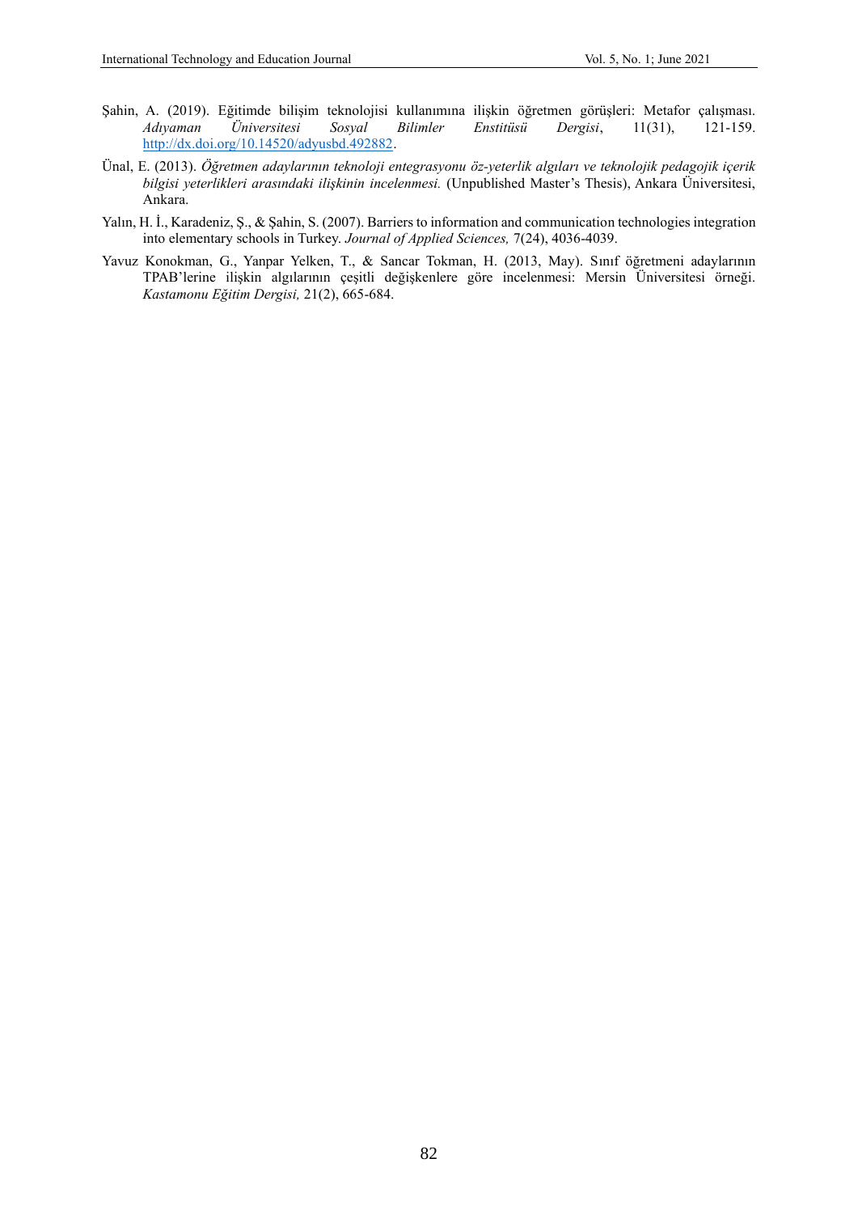Şahin, A. (2019). Eğitimde bilişim teknolojisi kullanımına ilişkin öğretmen görüşleri: Metafor çalışması. *Adıyaman Üniversitesi Sosyal Bilimler Enstitüsü Dergisi*, 11(31), 121-159. http://dx.doi.org/10.14520/adyusbd.492882.

Ünal, E. (2013). *Öğretmen adaylarının teknoloji entegrasyonu öz-yeterlik algıları ve teknolojik pedagojik içerik bilgisi yeterlikleri arasındaki ilişkinin incelenmesi.* (Unpublished Master's Thesis), Ankara Üniversitesi, Ankara.

Yalın, H. İ., Karadeniz, Ş., & Şahin, S. (2007). Barriers to information and communication technologies integration into elementary schools in Turkey. *Journal of Applied Sciences,* 7(24), 4036-4039.

Yavuz Konokman, G., Yanpar Yelken, T., & Sancar Tokman, H. (2013, May). Sınıf öğretmeni adaylarının TPAB'lerine ilişkin algılarının çeşitli değişkenlere göre incelenmesi: Mersin Üniversitesi örneği. *Kastamonu Eğitim Dergisi,* 21(2), 665-684.